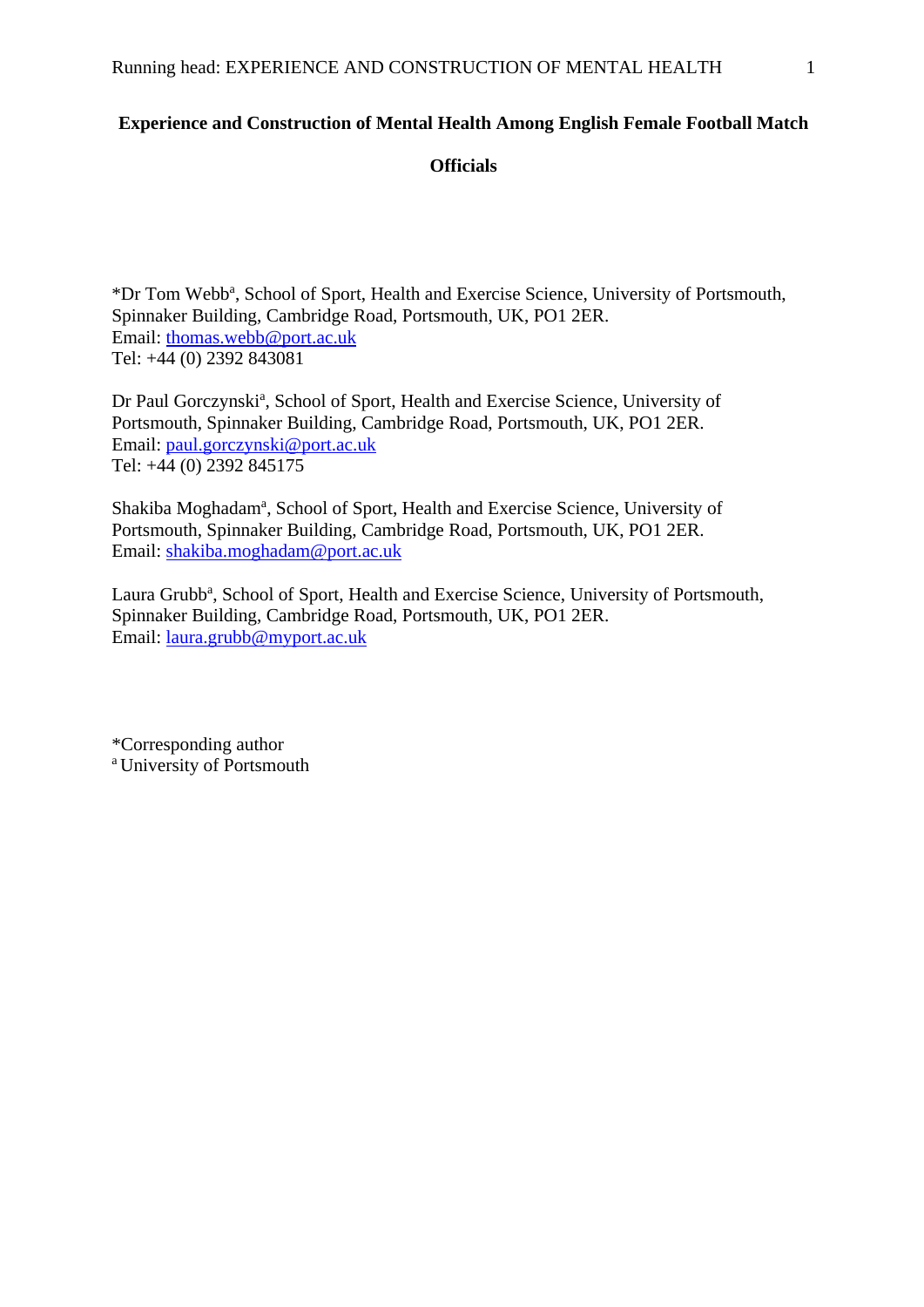# Experience and Construction of Mental Health Among English Female Football Match Officials

*Dr Tom Webb[a], School of Sport, Health and Exercise Science, University of Portsmouth, Spinnaker Building, Cambridge Road, Portsmouth, UK, PO1 2ER.
Email: thomas.webb@port.ac.uk
Tel: +44 (0) 2392 843081

Dr Paul Gorczynski[a], School of Sport, Health and Exercise Science, University of Portsmouth, Spinnaker Building, Cambridge Road, Portsmouth, UK, PO1 2ER.
Email: paul.gorczynski@port.ac.uk
Tel: +44 (0) 2392 845175

Shakiba Moghadam[a], School of Sport, Health and Exercise Science, University of Portsmouth, Spinnaker Building, Cambridge Road, Portsmouth, UK, PO1 2ER.
Email: shakiba.moghadam@port.ac.uk

Laura Grubb[a], School of Sport, Health and Exercise Science, University of Portsmouth, Spinnaker Building, Cambridge Road, Portsmouth, UK, PO1 2ER.
Email: laura.grubb@myport.ac.uk

*Corresponding author
[a] University of Portsmouth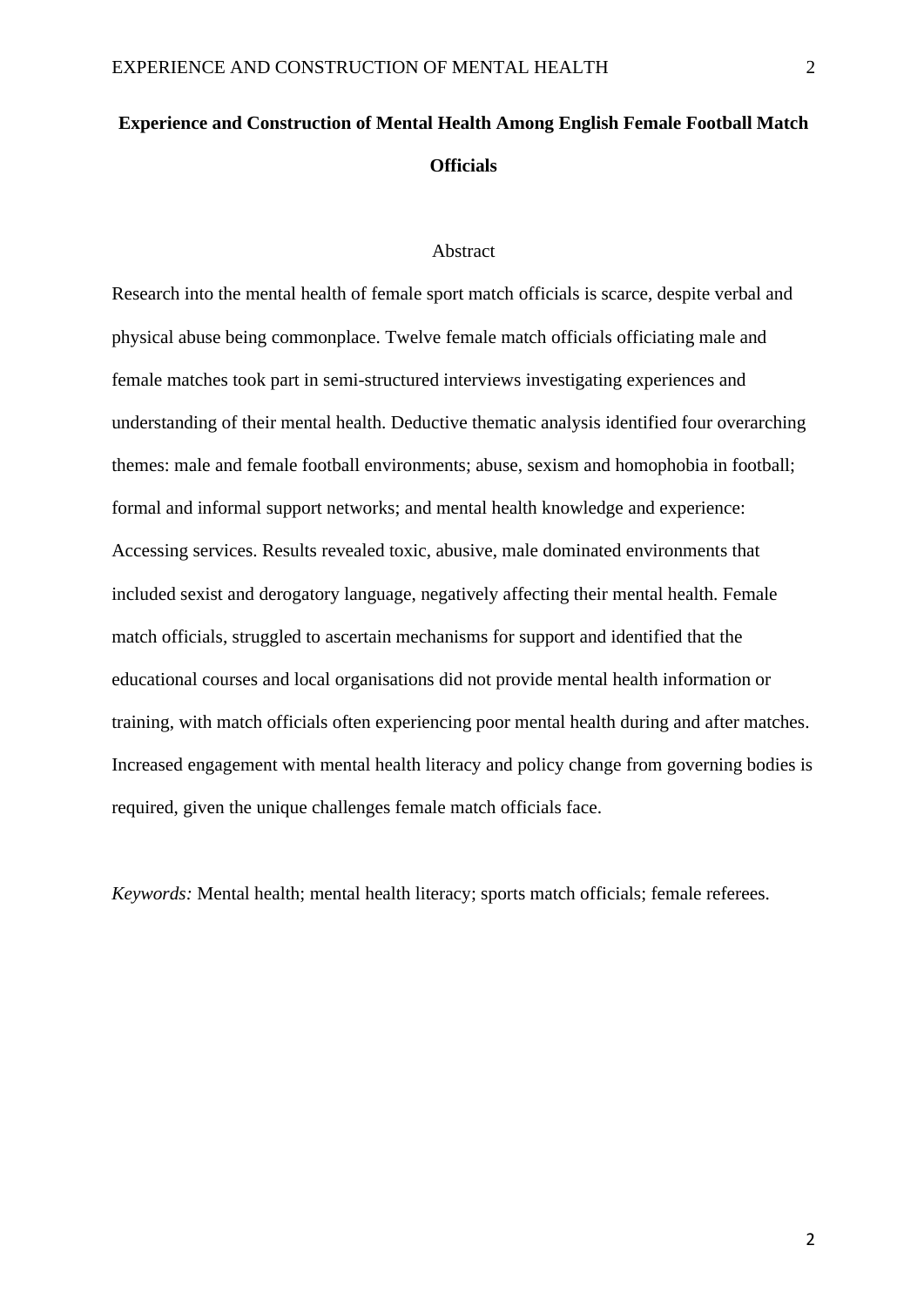# Experience and Construction of Mental Health Among English Female Football Match Officials

## Abstract

Research into the mental health of female sport match officials is scarce, despite verbal and physical abuse being commonplace. Twelve female match officials officiating male and female matches took part in semi-structured interviews investigating experiences and understanding of their mental health. Deductive thematic analysis identified four overarching themes: male and female football environments; abuse, sexism and homophobia in football; formal and informal support networks; and mental health knowledge and experience: Accessing services. Results revealed toxic, abusive, male dominated environments that included sexist and derogatory language, negatively affecting their mental health. Female match officials, struggled to ascertain mechanisms for support and identified that the educational courses and local organisations did not provide mental health information or training, with match officials often experiencing poor mental health during and after matches. Increased engagement with mental health literacy and policy change from governing bodies is required, given the unique challenges female match officials face.

*Keywords:* Mental health; mental health literacy; sports match officials; female referees.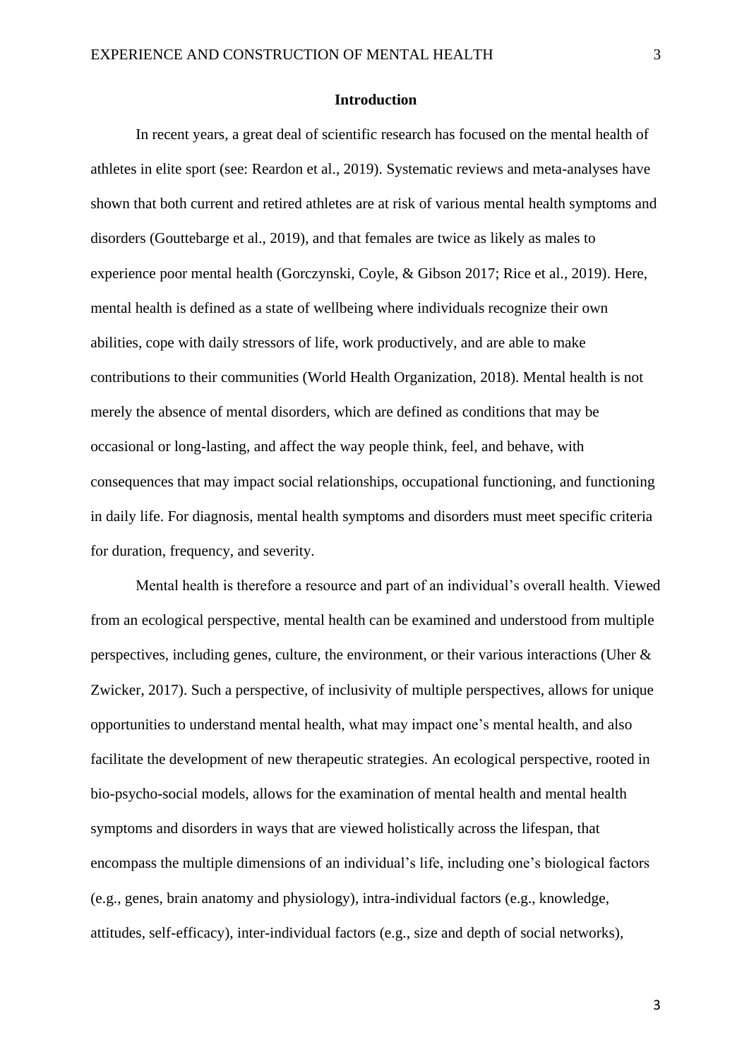## Introduction

In recent years, a great deal of scientific research has focused on the mental health of athletes in elite sport (see: Reardon et al., 2019). Systematic reviews and meta-analyses have shown that both current and retired athletes are at risk of various mental health symptoms and disorders (Gouttebarge et al., 2019), and that females are twice as likely as males to experience poor mental health (Gorczynski, Coyle, & Gibson 2017; Rice et al., 2019). Here, mental health is defined as a state of wellbeing where individuals recognize their own abilities, cope with daily stressors of life, work productively, and are able to make contributions to their communities (World Health Organization, 2018). Mental health is not merely the absence of mental disorders, which are defined as conditions that may be occasional or long-lasting, and affect the way people think, feel, and behave, with consequences that may impact social relationships, occupational functioning, and functioning in daily life. For diagnosis, mental health symptoms and disorders must meet specific criteria for duration, frequency, and severity.

Mental health is therefore a resource and part of an individual's overall health. Viewed from an ecological perspective, mental health can be examined and understood from multiple perspectives, including genes, culture, the environment, or their various interactions (Uher & Zwicker, 2017). Such a perspective, of inclusivity of multiple perspectives, allows for unique opportunities to understand mental health, what may impact one's mental health, and also facilitate the development of new therapeutic strategies. An ecological perspective, rooted in bio-psycho-social models, allows for the examination of mental health and mental health symptoms and disorders in ways that are viewed holistically across the lifespan, that encompass the multiple dimensions of an individual's life, including one's biological factors (e.g., genes, brain anatomy and physiology), intra-individual factors (e.g., knowledge, attitudes, self-efficacy), inter-individual factors (e.g., size and depth of social networks),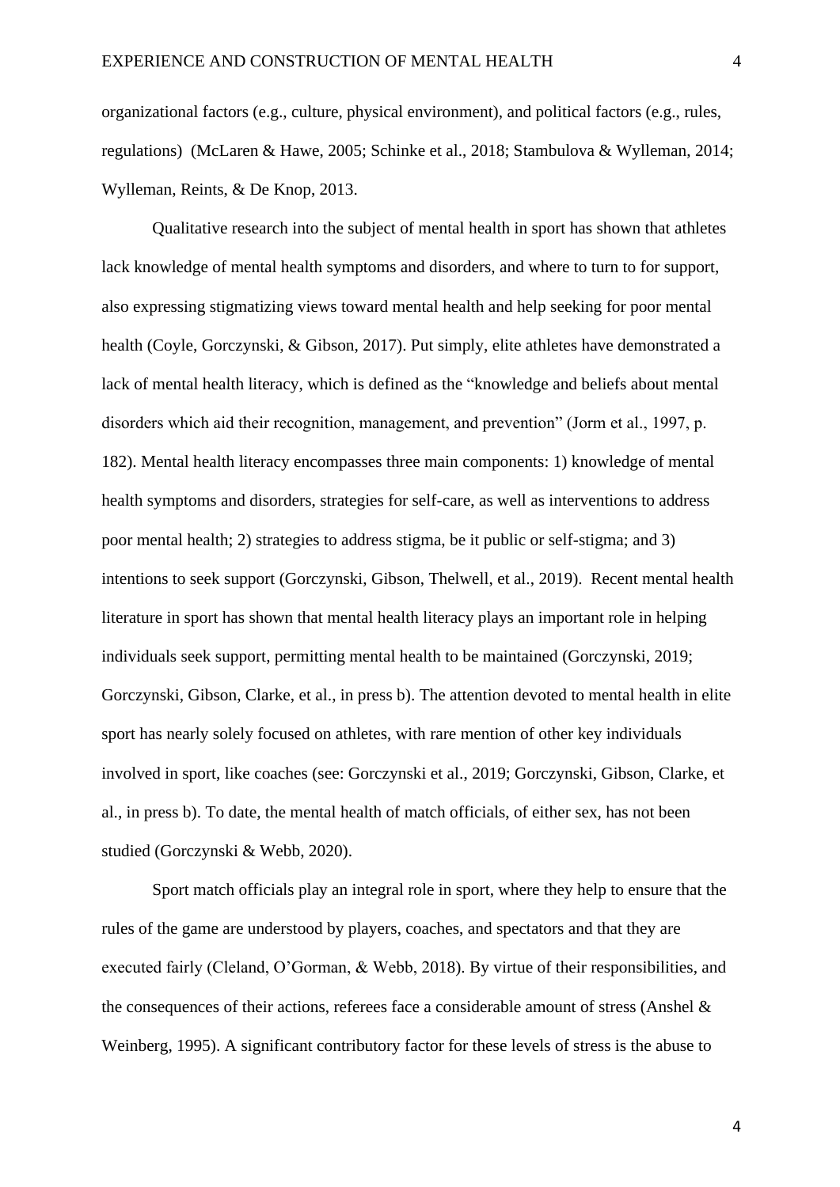organizational factors (e.g., culture, physical environment), and political factors (e.g., rules, regulations)  (McLaren & Hawe, 2005; Schinke et al., 2018; Stambulova & Wylleman, 2014; Wylleman, Reints, & De Knop, 2013.

Qualitative research into the subject of mental health in sport has shown that athletes lack knowledge of mental health symptoms and disorders, and where to turn to for support, also expressing stigmatizing views toward mental health and help seeking for poor mental health (Coyle, Gorczynski, & Gibson, 2017). Put simply, elite athletes have demonstrated a lack of mental health literacy, which is defined as the "knowledge and beliefs about mental disorders which aid their recognition, management, and prevention" (Jorm et al., 1997, p. 182). Mental health literacy encompasses three main components: 1) knowledge of mental health symptoms and disorders, strategies for self-care, as well as interventions to address poor mental health; 2) strategies to address stigma, be it public or self-stigma; and 3) intentions to seek support (Gorczynski, Gibson, Thelwell, et al., 2019).  Recent mental health literature in sport has shown that mental health literacy plays an important role in helping individuals seek support, permitting mental health to be maintained (Gorczynski, 2019; Gorczynski, Gibson, Clarke, et al., in press b). The attention devoted to mental health in elite sport has nearly solely focused on athletes, with rare mention of other key individuals involved in sport, like coaches (see: Gorczynski et al., 2019; Gorczynski, Gibson, Clarke, et al., in press b). To date, the mental health of match officials, of either sex, has not been studied (Gorczynski & Webb, 2020).

Sport match officials play an integral role in sport, where they help to ensure that the rules of the game are understood by players, coaches, and spectators and that they are executed fairly (Cleland, O'Gorman, & Webb, 2018). By virtue of their responsibilities, and the consequences of their actions, referees face a considerable amount of stress (Anshel & Weinberg, 1995). A significant contributory factor for these levels of stress is the abuse to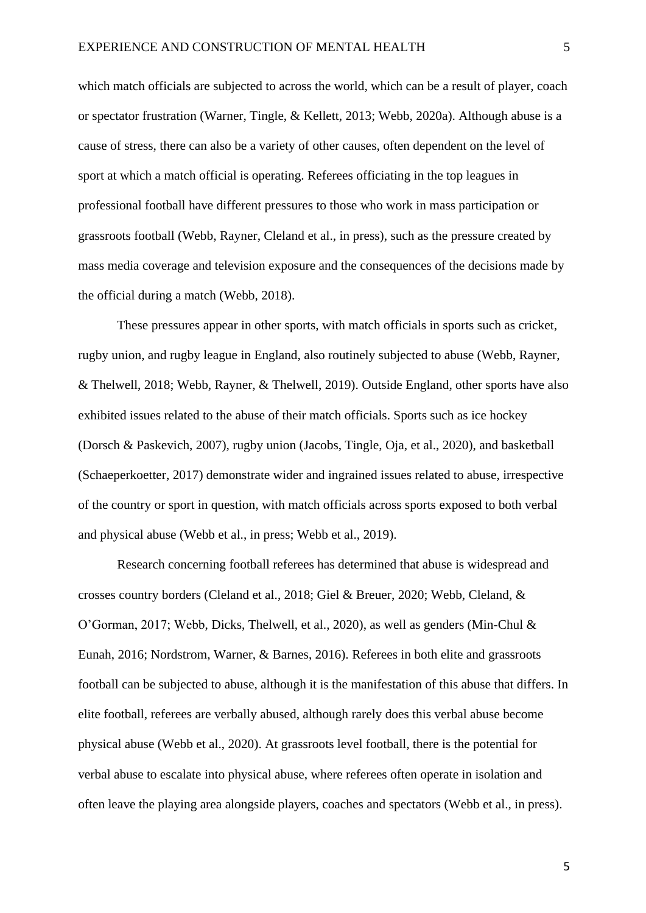which match officials are subjected to across the world, which can be a result of player, coach or spectator frustration (Warner, Tingle, & Kellett, 2013; Webb, 2020a). Although abuse is a cause of stress, there can also be a variety of other causes, often dependent on the level of sport at which a match official is operating. Referees officiating in the top leagues in professional football have different pressures to those who work in mass participation or grassroots football (Webb, Rayner, Cleland et al., in press), such as the pressure created by mass media coverage and television exposure and the consequences of the decisions made by the official during a match (Webb, 2018).

These pressures appear in other sports, with match officials in sports such as cricket, rugby union, and rugby league in England, also routinely subjected to abuse (Webb, Rayner, & Thelwell, 2018; Webb, Rayner, & Thelwell, 2019). Outside England, other sports have also exhibited issues related to the abuse of their match officials. Sports such as ice hockey (Dorsch & Paskevich, 2007), rugby union (Jacobs, Tingle, Oja, et al., 2020), and basketball (Schaeperkoetter, 2017) demonstrate wider and ingrained issues related to abuse, irrespective of the country or sport in question, with match officials across sports exposed to both verbal and physical abuse (Webb et al., in press; Webb et al., 2019).

Research concerning football referees has determined that abuse is widespread and crosses country borders (Cleland et al., 2018; Giel & Breuer, 2020; Webb, Cleland, & O'Gorman, 2017; Webb, Dicks, Thelwell, et al., 2020), as well as genders (Min-Chul & Eunah, 2016; Nordstrom, Warner, & Barnes, 2016). Referees in both elite and grassroots football can be subjected to abuse, although it is the manifestation of this abuse that differs. In elite football, referees are verbally abused, although rarely does this verbal abuse become physical abuse (Webb et al., 2020). At grassroots level football, there is the potential for verbal abuse to escalate into physical abuse, where referees often operate in isolation and often leave the playing area alongside players, coaches and spectators (Webb et al., in press).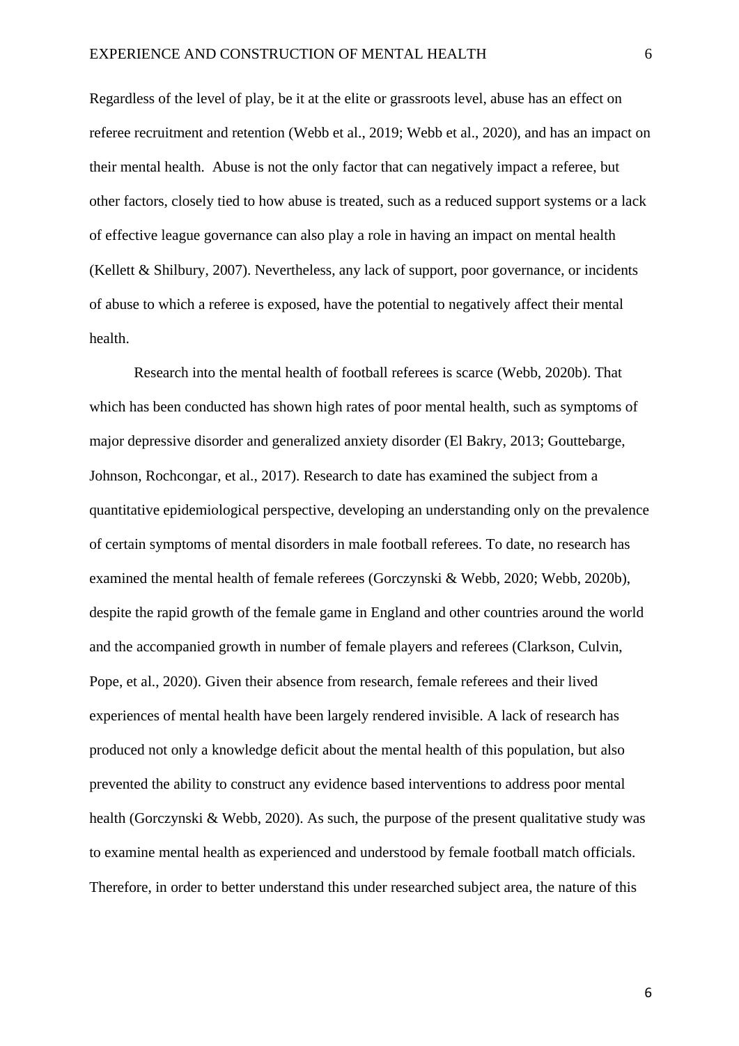Regardless of the level of play, be it at the elite or grassroots level, abuse has an effect on referee recruitment and retention (Webb et al., 2019; Webb et al., 2020), and has an impact on their mental health.  Abuse is not the only factor that can negatively impact a referee, but other factors, closely tied to how abuse is treated, such as a reduced support systems or a lack of effective league governance can also play a role in having an impact on mental health (Kellett & Shilbury, 2007). Nevertheless, any lack of support, poor governance, or incidents of abuse to which a referee is exposed, have the potential to negatively affect their mental health.

Research into the mental health of football referees is scarce (Webb, 2020b). That which has been conducted has shown high rates of poor mental health, such as symptoms of major depressive disorder and generalized anxiety disorder (El Bakry, 2013; Gouttebarge, Johnson, Rochcongar, et al., 2017). Research to date has examined the subject from a quantitative epidemiological perspective, developing an understanding only on the prevalence of certain symptoms of mental disorders in male football referees. To date, no research has examined the mental health of female referees (Gorczynski & Webb, 2020; Webb, 2020b), despite the rapid growth of the female game in England and other countries around the world and the accompanied growth in number of female players and referees (Clarkson, Culvin, Pope, et al., 2020). Given their absence from research, female referees and their lived experiences of mental health have been largely rendered invisible. A lack of research has produced not only a knowledge deficit about the mental health of this population, but also prevented the ability to construct any evidence based interventions to address poor mental health (Gorczynski & Webb, 2020). As such, the purpose of the present qualitative study was to examine mental health as experienced and understood by female football match officials. Therefore, in order to better understand this under researched subject area, the nature of this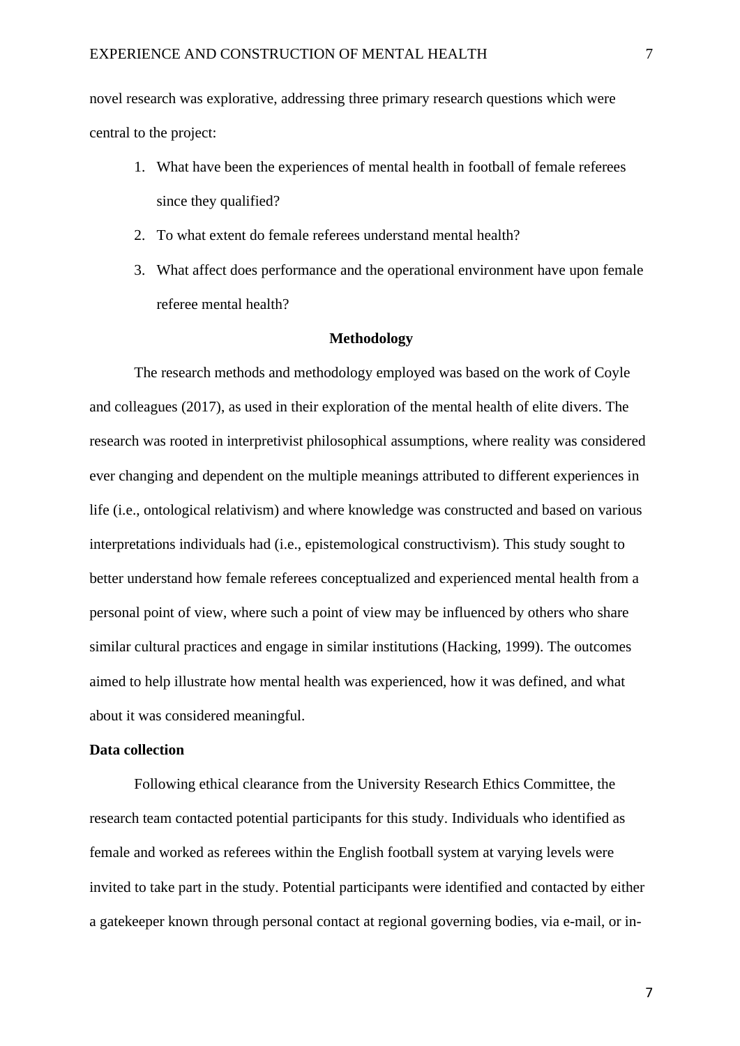novel research was explorative, addressing three primary research questions which were central to the project:

1. What have been the experiences of mental health in football of female referees since they qualified?
2. To what extent do female referees understand mental health?
3. What affect does performance and the operational environment have upon female referee mental health?

## Methodology

The research methods and methodology employed was based on the work of Coyle and colleagues (2017), as used in their exploration of the mental health of elite divers. The research was rooted in interpretivist philosophical assumptions, where reality was considered ever changing and dependent on the multiple meanings attributed to different experiences in life (i.e., ontological relativism) and where knowledge was constructed and based on various interpretations individuals had (i.e., epistemological constructivism). This study sought to better understand how female referees conceptualized and experienced mental health from a personal point of view, where such a point of view may be influenced by others who share similar cultural practices and engage in similar institutions (Hacking, 1999). The outcomes aimed to help illustrate how mental health was experienced, how it was defined, and what about it was considered meaningful.

### Data collection

Following ethical clearance from the University Research Ethics Committee, the research team contacted potential participants for this study. Individuals who identified as female and worked as referees within the English football system at varying levels were invited to take part in the study. Potential participants were identified and contacted by either a gatekeeper known through personal contact at regional governing bodies, via e-mail, or in-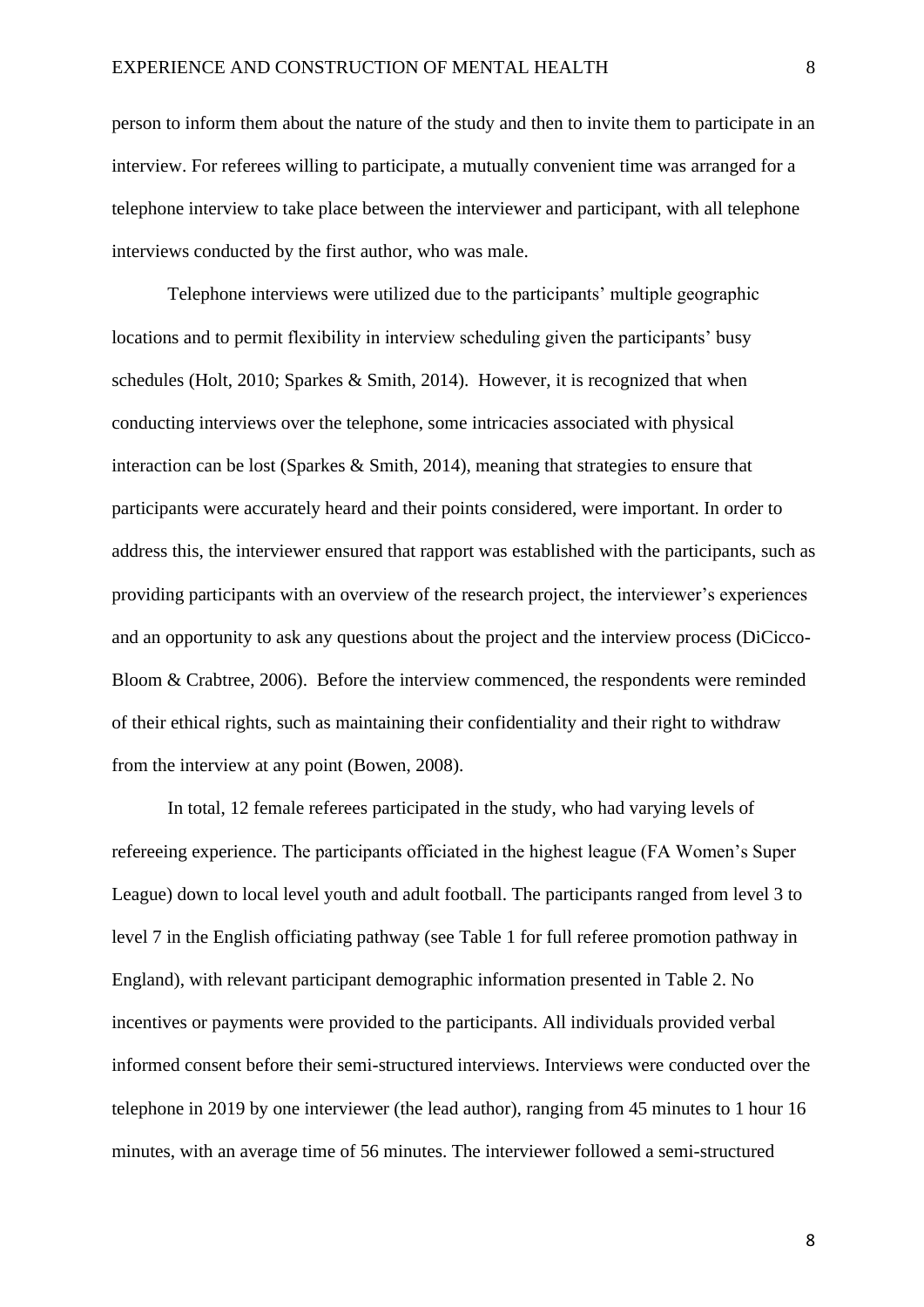person to inform them about the nature of the study and then to invite them to participate in an interview. For referees willing to participate, a mutually convenient time was arranged for a telephone interview to take place between the interviewer and participant, with all telephone interviews conducted by the first author, who was male.

Telephone interviews were utilized due to the participants' multiple geographic locations and to permit flexibility in interview scheduling given the participants' busy schedules (Holt, 2010; Sparkes & Smith, 2014). However, it is recognized that when conducting interviews over the telephone, some intricacies associated with physical interaction can be lost (Sparkes & Smith, 2014), meaning that strategies to ensure that participants were accurately heard and their points considered, were important. In order to address this, the interviewer ensured that rapport was established with the participants, such as providing participants with an overview of the research project, the interviewer's experiences and an opportunity to ask any questions about the project and the interview process (DiCicco-Bloom & Crabtree, 2006). Before the interview commenced, the respondents were reminded of their ethical rights, such as maintaining their confidentiality and their right to withdraw from the interview at any point (Bowen, 2008).

In total, 12 female referees participated in the study, who had varying levels of refereeing experience. The participants officiated in the highest league (FA Women's Super League) down to local level youth and adult football. The participants ranged from level 3 to level 7 in the English officiating pathway (see Table 1 for full referee promotion pathway in England), with relevant participant demographic information presented in Table 2. No incentives or payments were provided to the participants. All individuals provided verbal informed consent before their semi-structured interviews. Interviews were conducted over the telephone in 2019 by one interviewer (the lead author), ranging from 45 minutes to 1 hour 16 minutes, with an average time of 56 minutes. The interviewer followed a semi-structured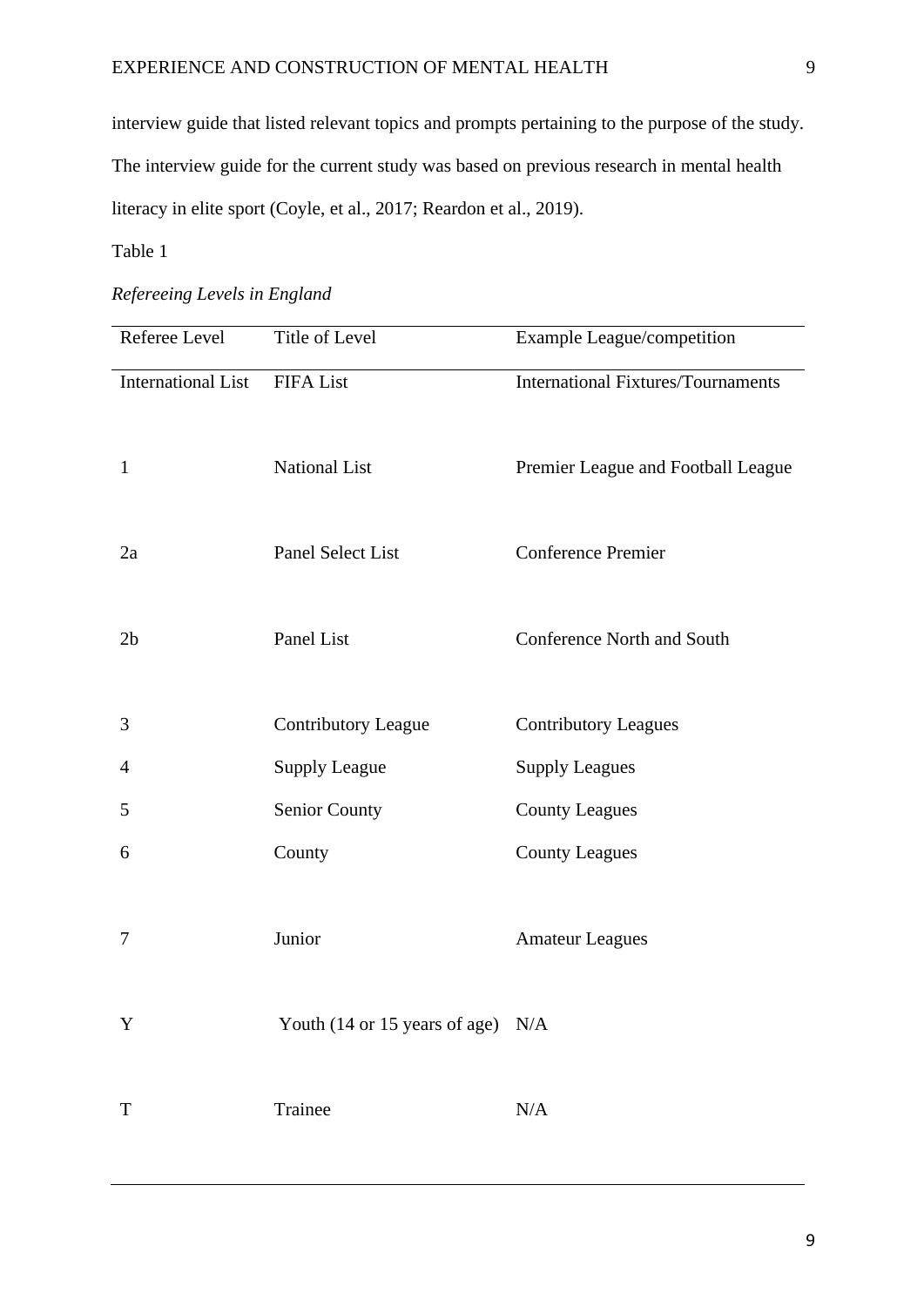interview guide that listed relevant topics and prompts pertaining to the purpose of the study. The interview guide for the current study was based on previous research in mental health literacy in elite sport (Coyle, et al., 2017; Reardon et al., 2019).

Table 1

*Refereeing Levels in England*

| Referee Level | Title of Level | Example League/competition |
|---|---|---|
| International List | FIFA List | International Fixtures/Tournaments |
| 1 | National List | Premier League and Football League |
| 2a | Panel Select List | Conference Premier |
| 2b | Panel List | Conference North and South |
| 3 | Contributory League | Contributory Leagues |
| 4 | Supply League | Supply Leagues |
| 5 | Senior County | County Leagues |
| 6 | County | County Leagues |
| 7 | Junior | Amateur Leagues |
| Y | Youth (14 or 15 years of age) | N/A |
| T | Trainee | N/A |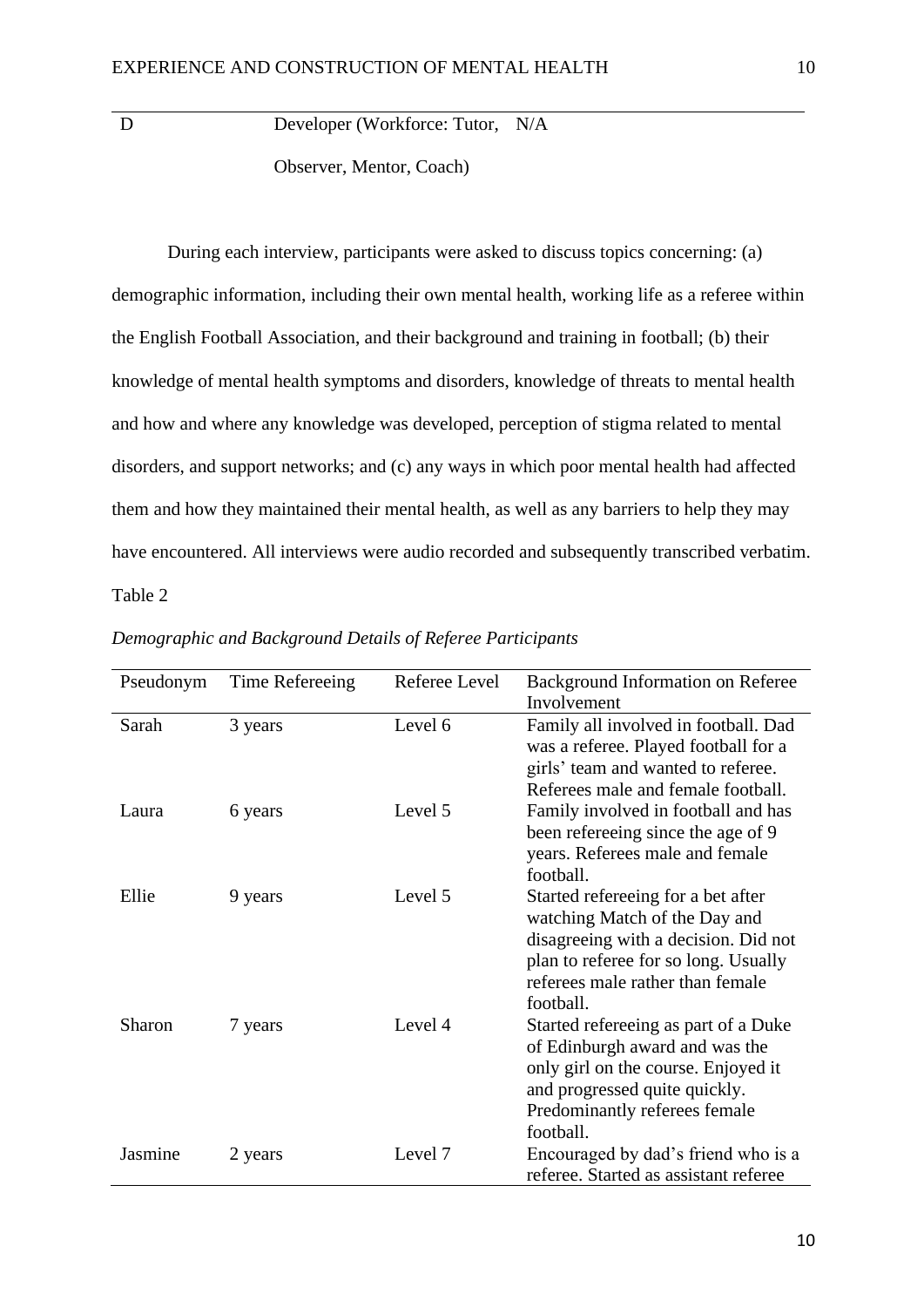| | | |
|---|---|---|
| D | Developer (Workforce: Tutor, Observer, Mentor, Coach) | N/A |

During each interview, participants were asked to discuss topics concerning: (a) demographic information, including their own mental health, working life as a referee within the English Football Association, and their background and training in football; (b) their knowledge of mental health symptoms and disorders, knowledge of threats to mental health and how and where any knowledge was developed, perception of stigma related to mental disorders, and support networks; and (c) any ways in which poor mental health had affected them and how they maintained their mental health, as well as any barriers to help they may have encountered. All interviews were audio recorded and subsequently transcribed verbatim.

Table 2

*Demographic and Background Details of Referee Participants*

| Pseudonym | Time Refereeing | Referee Level | Background Information on Referee Involvement |
|---|---|---|---|
| Sarah | 3 years | Level 6 | Family all involved in football. Dad was a referee. Played football for a girls' team and wanted to referee. Referees male and female football. |
| Laura | 6 years | Level 5 | Family involved in football and has been refereeing since the age of 9 years. Referees male and female football. |
| Ellie | 9 years | Level 5 | Started refereeing for a bet after watching Match of the Day and disagreeing with a decision. Did not plan to referee for so long. Usually referees male rather than female football. |
| Sharon | 7 years | Level 4 | Started refereeing as part of a Duke of Edinburgh award and was the only girl on the course. Enjoyed it and progressed quite quickly. Predominantly referees female football. |
| Jasmine | 2 years | Level 7 | Encouraged by dad's friend who is a referee. Started as assistant referee |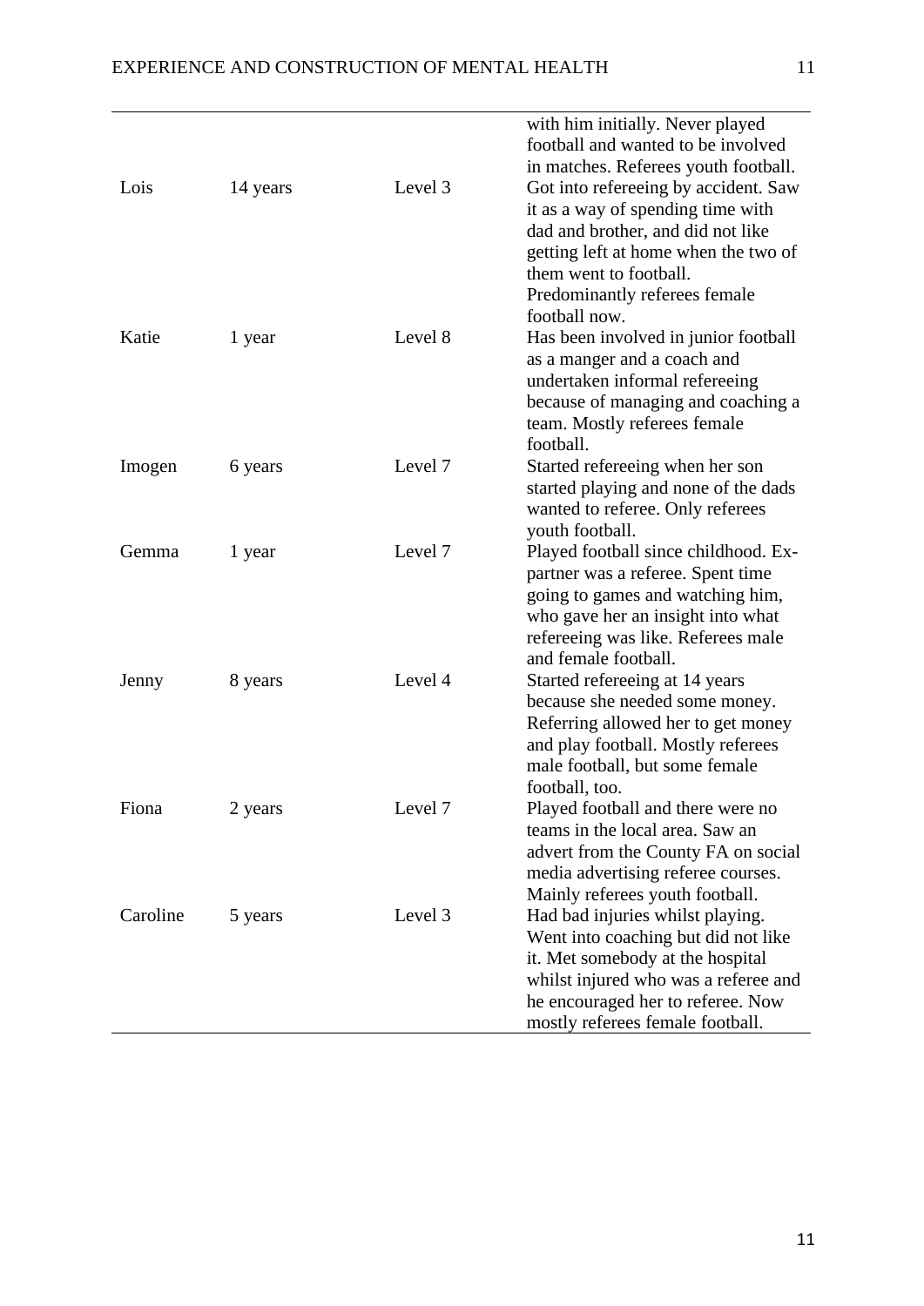| | | | |
|---|---|---|---|
| | | | with him initially. Never played football and wanted to be involved in matches. Referees youth football. |
| Lois | 14 years | Level 3 | Got into refereeing by accident. Saw it as a way of spending time with dad and brother, and did not like getting left at home when the two of them went to football. Predominantly referees female football now. |
| Katie | 1 year | Level 8 | Has been involved in junior football as a manger and a coach and undertaken informal refereeing because of managing and coaching a team. Mostly referees female football. |
| Imogen | 6 years | Level 7 | Started refereeing when her son started playing and none of the dads wanted to referee. Only referees youth football. |
| Gemma | 1 year | Level 7 | Played football since childhood. Ex-partner was a referee. Spent time going to games and watching him, who gave her an insight into what refereeing was like. Referees male and female football. |
| Jenny | 8 years | Level 4 | Started refereeing at 14 years because she needed some money. Referring allowed her to get money and play football. Mostly referees male football, but some female football, too. |
| Fiona | 2 years | Level 7 | Played football and there were no teams in the local area. Saw an advert from the County FA on social media advertising referee courses. Mainly referees youth football. |
| Caroline | 5 years | Level 3 | Had bad injuries whilst playing. Went into coaching but did not like it. Met somebody at the hospital whilst injured who was a referee and he encouraged her to referee. Now mostly referees female football. |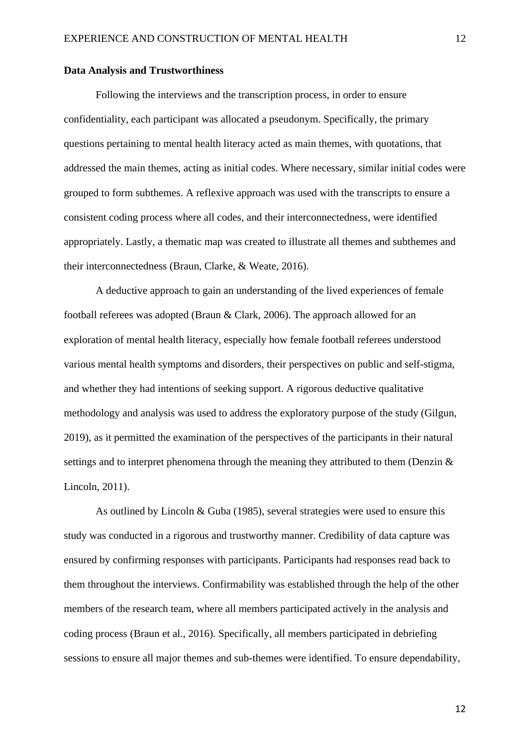**Data Analysis and Trustworthiness**

Following the interviews and the transcription process, in order to ensure confidentiality, each participant was allocated a pseudonym. Specifically, the primary questions pertaining to mental health literacy acted as main themes, with quotations, that addressed the main themes, acting as initial codes. Where necessary, similar initial codes were grouped to form subthemes. A reflexive approach was used with the transcripts to ensure a consistent coding process where all codes, and their interconnectedness, were identified appropriately. Lastly, a thematic map was created to illustrate all themes and subthemes and their interconnectedness (Braun, Clarke, & Weate, 2016).

A deductive approach to gain an understanding of the lived experiences of female football referees was adopted (Braun & Clark, 2006). The approach allowed for an exploration of mental health literacy, especially how female football referees understood various mental health symptoms and disorders, their perspectives on public and self-stigma, and whether they had intentions of seeking support. A rigorous deductive qualitative methodology and analysis was used to address the exploratory purpose of the study (Gilgun, 2019), as it permitted the examination of the perspectives of the participants in their natural settings and to interpret phenomena through the meaning they attributed to them (Denzin & Lincoln, 2011).

As outlined by Lincoln & Guba (1985), several strategies were used to ensure this study was conducted in a rigorous and trustworthy manner. Credibility of data capture was ensured by confirming responses with participants. Participants had responses read back to them throughout the interviews. Confirmability was established through the help of the other members of the research team, where all members participated actively in the analysis and coding process (Braun et al., 2016). Specifically, all members participated in debriefing sessions to ensure all major themes and sub-themes were identified. To ensure dependability,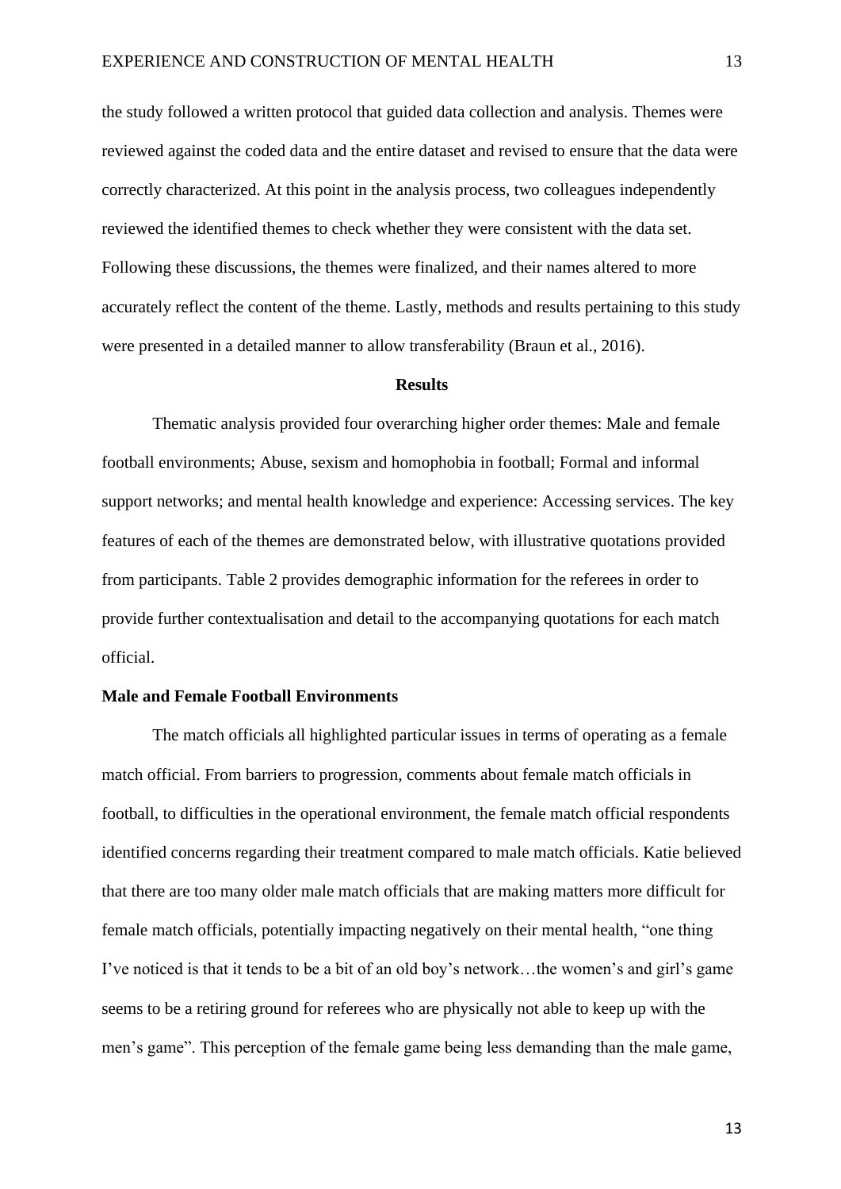the study followed a written protocol that guided data collection and analysis. Themes were reviewed against the coded data and the entire dataset and revised to ensure that the data were correctly characterized. At this point in the analysis process, two colleagues independently reviewed the identified themes to check whether they were consistent with the data set. Following these discussions, the themes were finalized, and their names altered to more accurately reflect the content of the theme. Lastly, methods and results pertaining to this study were presented in a detailed manner to allow transferability (Braun et al., 2016).

## Results

Thematic analysis provided four overarching higher order themes: Male and female football environments; Abuse, sexism and homophobia in football; Formal and informal support networks; and mental health knowledge and experience: Accessing services. The key features of each of the themes are demonstrated below, with illustrative quotations provided from participants. Table 2 provides demographic information for the referees in order to provide further contextualisation and detail to the accompanying quotations for each match official.

### Male and Female Football Environments

The match officials all highlighted particular issues in terms of operating as a female match official. From barriers to progression, comments about female match officials in football, to difficulties in the operational environment, the female match official respondents identified concerns regarding their treatment compared to male match officials. Katie believed that there are too many older male match officials that are making matters more difficult for female match officials, potentially impacting negatively on their mental health, "one thing I've noticed is that it tends to be a bit of an old boy's network…the women's and girl's game seems to be a retiring ground for referees who are physically not able to keep up with the men's game". This perception of the female game being less demanding than the male game,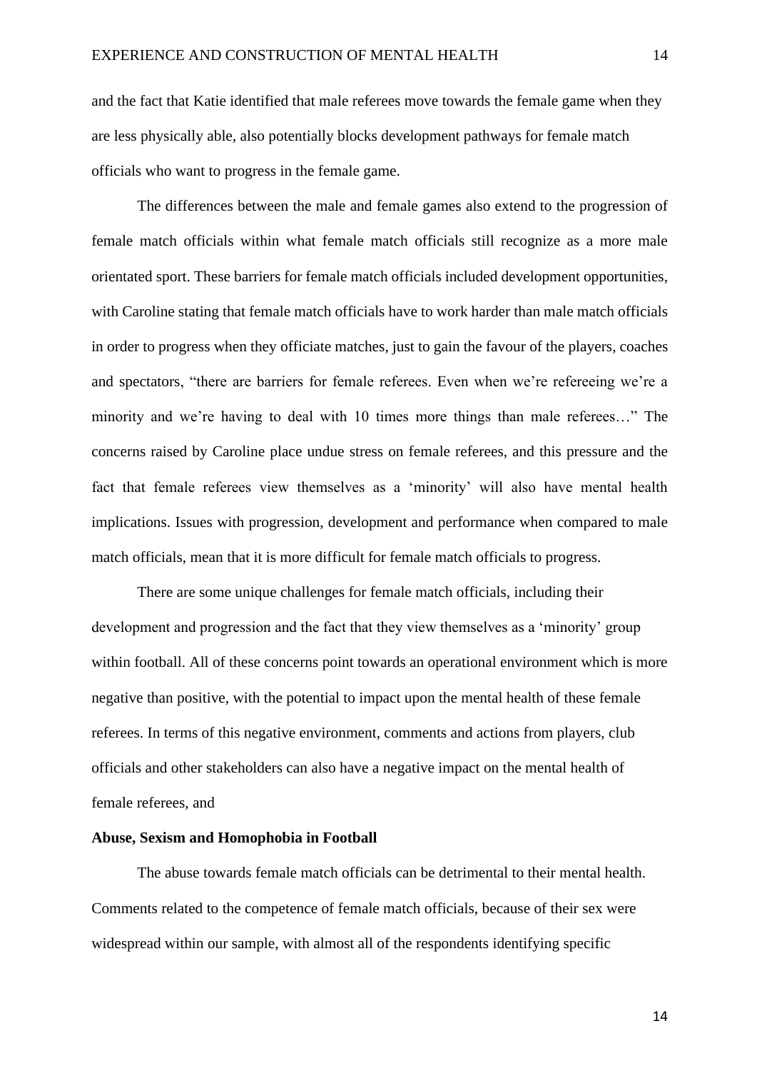and the fact that Katie identified that male referees move towards the female game when they are less physically able, also potentially blocks development pathways for female match officials who want to progress in the female game.

The differences between the male and female games also extend to the progression of female match officials within what female match officials still recognize as a more male orientated sport. These barriers for female match officials included development opportunities, with Caroline stating that female match officials have to work harder than male match officials in order to progress when they officiate matches, just to gain the favour of the players, coaches and spectators, "there are barriers for female referees. Even when we're refereeing we're a minority and we're having to deal with 10 times more things than male referees…" The concerns raised by Caroline place undue stress on female referees, and this pressure and the fact that female referees view themselves as a 'minority' will also have mental health implications. Issues with progression, development and performance when compared to male match officials, mean that it is more difficult for female match officials to progress.

There are some unique challenges for female match officials, including their development and progression and the fact that they view themselves as a 'minority' group within football. All of these concerns point towards an operational environment which is more negative than positive, with the potential to impact upon the mental health of these female referees. In terms of this negative environment, comments and actions from players, club officials and other stakeholders can also have a negative impact on the mental health of female referees, and

**Abuse, Sexism and Homophobia in Football**

The abuse towards female match officials can be detrimental to their mental health. Comments related to the competence of female match officials, because of their sex were widespread within our sample, with almost all of the respondents identifying specific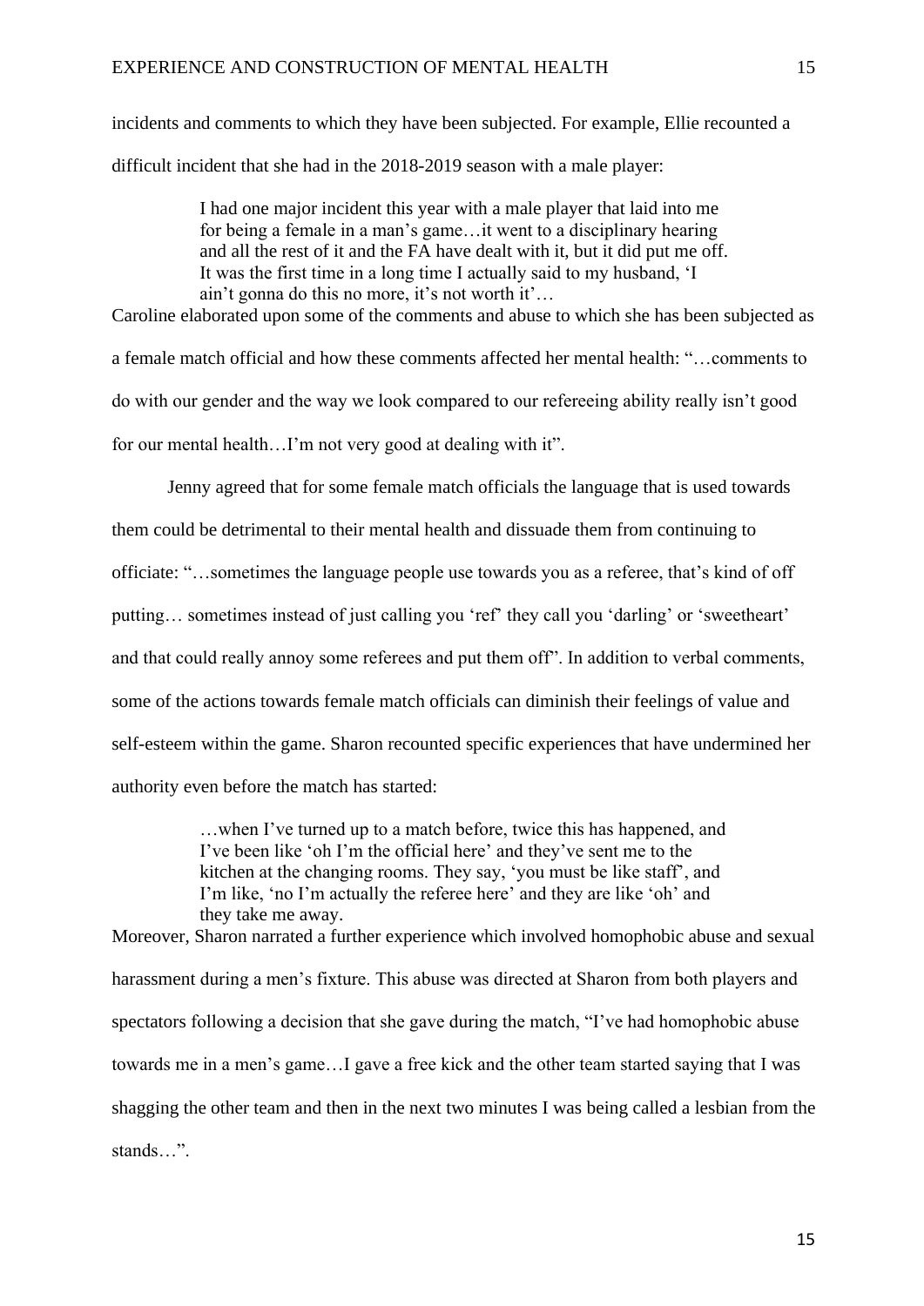incidents and comments to which they have been subjected. For example, Ellie recounted a difficult incident that she had in the 2018-2019 season with a male player:

> I had one major incident this year with a male player that laid into me for being a female in a man's game…it went to a disciplinary hearing and all the rest of it and the FA have dealt with it, but it did put me off. It was the first time in a long time I actually said to my husband, 'I ain't gonna do this no more, it's not worth it'…

Caroline elaborated upon some of the comments and abuse to which she has been subjected as a female match official and how these comments affected her mental health: "…comments to do with our gender and the way we look compared to our refereeing ability really isn't good for our mental health…I'm not very good at dealing with it".

Jenny agreed that for some female match officials the language that is used towards them could be detrimental to their mental health and dissuade them from continuing to officiate: "…sometimes the language people use towards you as a referee, that's kind of off putting… sometimes instead of just calling you 'ref' they call you 'darling' or 'sweetheart' and that could really annoy some referees and put them off". In addition to verbal comments, some of the actions towards female match officials can diminish their feelings of value and self-esteem within the game. Sharon recounted specific experiences that have undermined her authority even before the match has started:

> …when I've turned up to a match before, twice this has happened, and I've been like 'oh I'm the official here' and they've sent me to the kitchen at the changing rooms. They say, 'you must be like staff', and I'm like, 'no I'm actually the referee here' and they are like 'oh' and they take me away.

Moreover, Sharon narrated a further experience which involved homophobic abuse and sexual harassment during a men's fixture. This abuse was directed at Sharon from both players and spectators following a decision that she gave during the match, "I've had homophobic abuse towards me in a men's game…I gave a free kick and the other team started saying that I was shagging the other team and then in the next two minutes I was being called a lesbian from the stands…".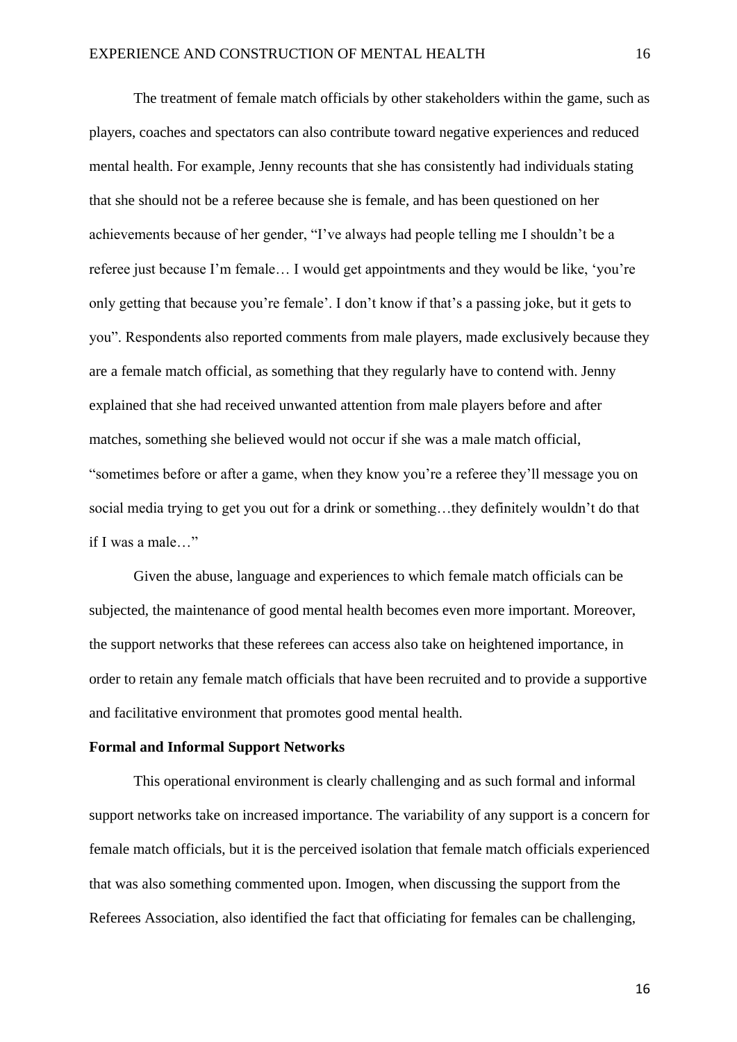The treatment of female match officials by other stakeholders within the game, such as players, coaches and spectators can also contribute toward negative experiences and reduced mental health. For example, Jenny recounts that she has consistently had individuals stating that she should not be a referee because she is female, and has been questioned on her achievements because of her gender, "I've always had people telling me I shouldn't be a referee just because I'm female… I would get appointments and they would be like, 'you're only getting that because you're female'. I don't know if that's a passing joke, but it gets to you". Respondents also reported comments from male players, made exclusively because they are a female match official, as something that they regularly have to contend with. Jenny explained that she had received unwanted attention from male players before and after matches, something she believed would not occur if she was a male match official, "sometimes before or after a game, when they know you're a referee they'll message you on social media trying to get you out for a drink or something…they definitely wouldn't do that if I was a male…"

Given the abuse, language and experiences to which female match officials can be subjected, the maintenance of good mental health becomes even more important. Moreover, the support networks that these referees can access also take on heightened importance, in order to retain any female match officials that have been recruited and to provide a supportive and facilitative environment that promotes good mental health.

**Formal and Informal Support Networks**

This operational environment is clearly challenging and as such formal and informal support networks take on increased importance. The variability of any support is a concern for female match officials, but it is the perceived isolation that female match officials experienced that was also something commented upon. Imogen, when discussing the support from the Referees Association, also identified the fact that officiating for females can be challenging,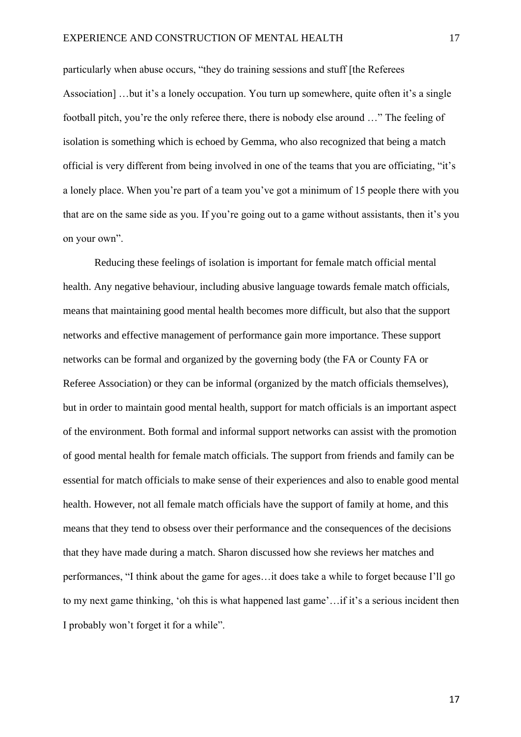particularly when abuse occurs, "they do training sessions and stuff [the Referees Association] …but it's a lonely occupation. You turn up somewhere, quite often it's a single football pitch, you're the only referee there, there is nobody else around …" The feeling of isolation is something which is echoed by Gemma, who also recognized that being a match official is very different from being involved in one of the teams that you are officiating, "it's a lonely place. When you're part of a team you've got a minimum of 15 people there with you that are on the same side as you. If you're going out to a game without assistants, then it's you on your own".

Reducing these feelings of isolation is important for female match official mental health. Any negative behaviour, including abusive language towards female match officials, means that maintaining good mental health becomes more difficult, but also that the support networks and effective management of performance gain more importance. These support networks can be formal and organized by the governing body (the FA or County FA or Referee Association) or they can be informal (organized by the match officials themselves), but in order to maintain good mental health, support for match officials is an important aspect of the environment. Both formal and informal support networks can assist with the promotion of good mental health for female match officials. The support from friends and family can be essential for match officials to make sense of their experiences and also to enable good mental health. However, not all female match officials have the support of family at home, and this means that they tend to obsess over their performance and the consequences of the decisions that they have made during a match. Sharon discussed how she reviews her matches and performances, "I think about the game for ages…it does take a while to forget because I'll go to my next game thinking, 'oh this is what happened last game'…if it's a serious incident then I probably won't forget it for a while".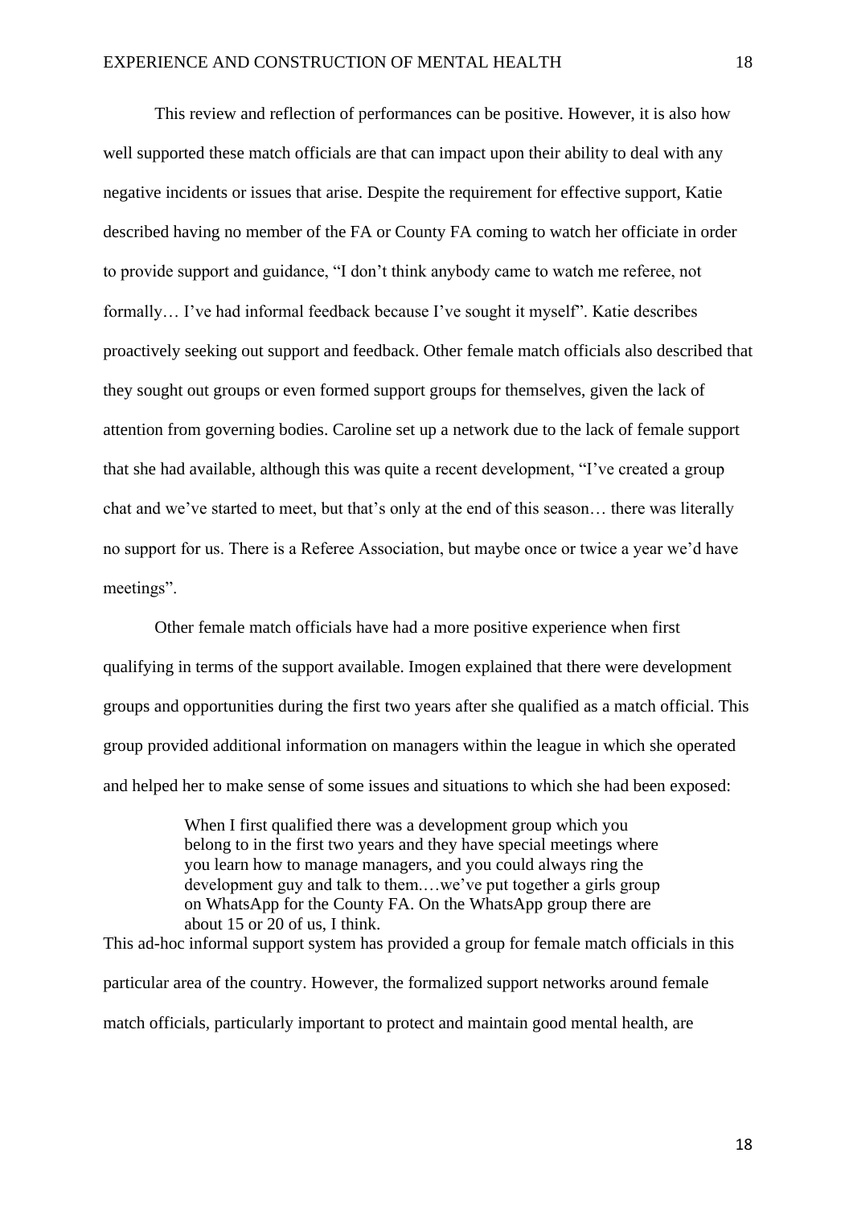This review and reflection of performances can be positive. However, it is also how well supported these match officials are that can impact upon their ability to deal with any negative incidents or issues that arise. Despite the requirement for effective support, Katie described having no member of the FA or County FA coming to watch her officiate in order to provide support and guidance, "I don't think anybody came to watch me referee, not formally… I've had informal feedback because I've sought it myself". Katie describes proactively seeking out support and feedback. Other female match officials also described that they sought out groups or even formed support groups for themselves, given the lack of attention from governing bodies. Caroline set up a network due to the lack of female support that she had available, although this was quite a recent development, "I've created a group chat and we've started to meet, but that's only at the end of this season… there was literally no support for us. There is a Referee Association, but maybe once or twice a year we'd have meetings".

Other female match officials have had a more positive experience when first qualifying in terms of the support available. Imogen explained that there were development groups and opportunities during the first two years after she qualified as a match official. This group provided additional information on managers within the league in which she operated and helped her to make sense of some issues and situations to which she had been exposed:

> When I first qualified there was a development group which you belong to in the first two years and they have special meetings where you learn how to manage managers, and you could always ring the development guy and talk to them.…we've put together a girls group on WhatsApp for the County FA. On the WhatsApp group there are about 15 or 20 of us, I think.

This ad-hoc informal support system has provided a group for female match officials in this particular area of the country. However, the formalized support networks around female match officials, particularly important to protect and maintain good mental health, are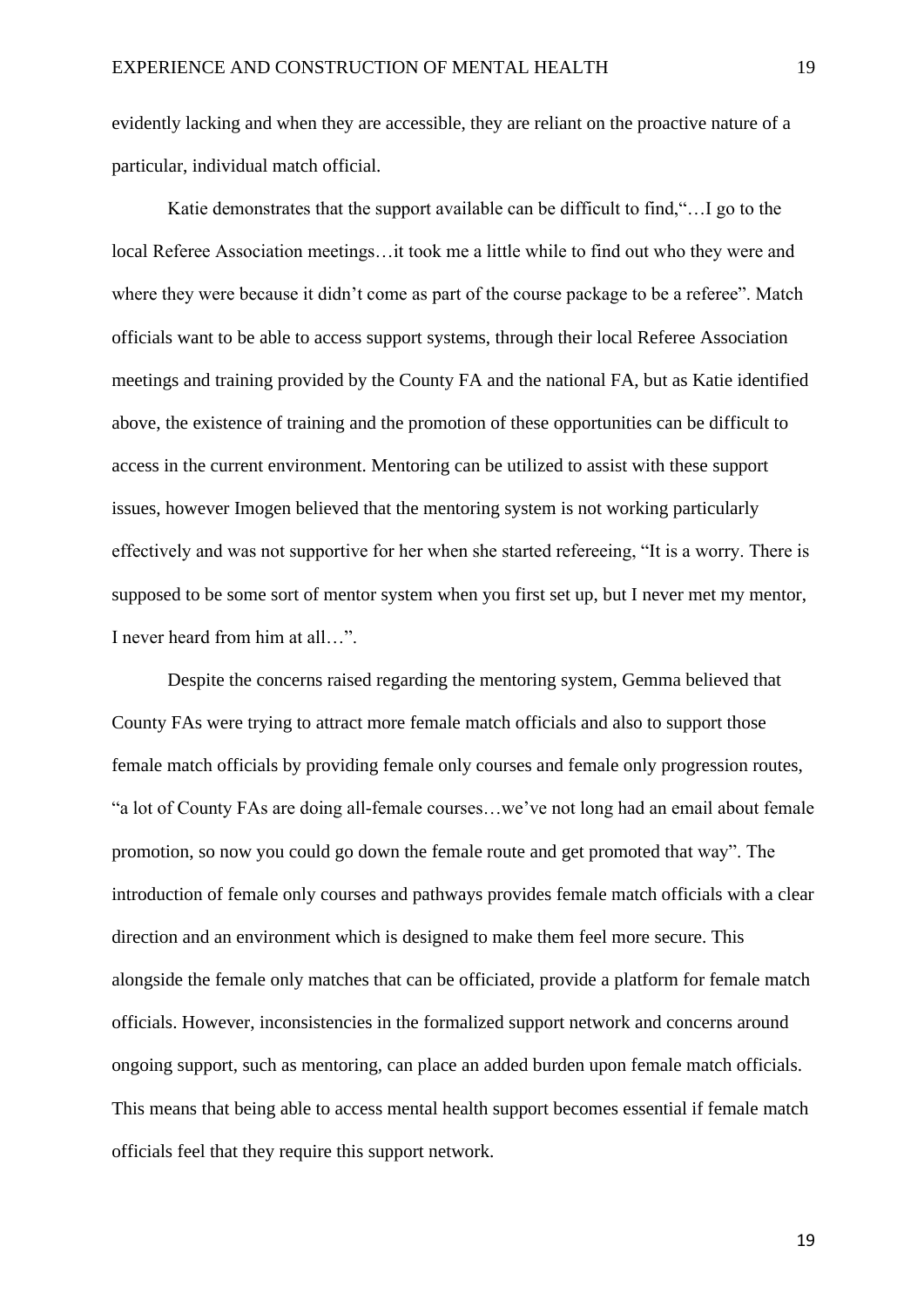evidently lacking and when they are accessible, they are reliant on the proactive nature of a particular, individual match official.

Katie demonstrates that the support available can be difficult to find,"…I go to the local Referee Association meetings…it took me a little while to find out who they were and where they were because it didn't come as part of the course package to be a referee". Match officials want to be able to access support systems, through their local Referee Association meetings and training provided by the County FA and the national FA, but as Katie identified above, the existence of training and the promotion of these opportunities can be difficult to access in the current environment. Mentoring can be utilized to assist with these support issues, however Imogen believed that the mentoring system is not working particularly effectively and was not supportive for her when she started refereeing, "It is a worry. There is supposed to be some sort of mentor system when you first set up, but I never met my mentor, I never heard from him at all…".

Despite the concerns raised regarding the mentoring system, Gemma believed that County FAs were trying to attract more female match officials and also to support those female match officials by providing female only courses and female only progression routes, "a lot of County FAs are doing all-female courses…we've not long had an email about female promotion, so now you could go down the female route and get promoted that way". The introduction of female only courses and pathways provides female match officials with a clear direction and an environment which is designed to make them feel more secure. This alongside the female only matches that can be officiated, provide a platform for female match officials. However, inconsistencies in the formalized support network and concerns around ongoing support, such as mentoring, can place an added burden upon female match officials. This means that being able to access mental health support becomes essential if female match officials feel that they require this support network.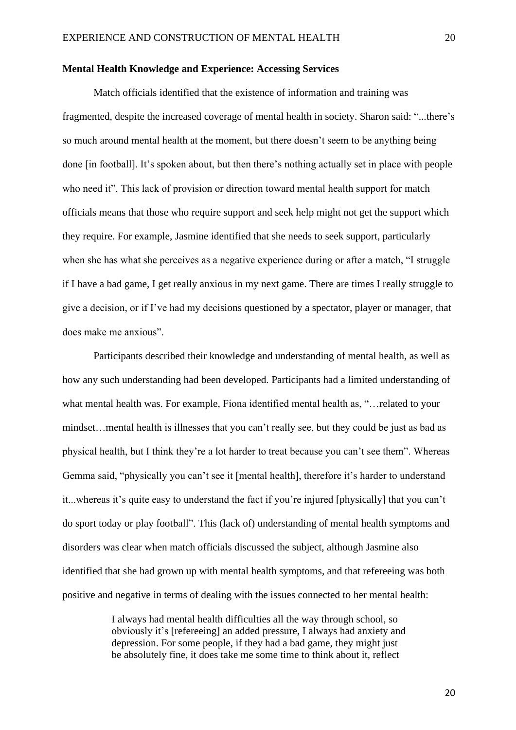**Mental Health Knowledge and Experience: Accessing Services**

Match officials identified that the existence of information and training was fragmented, despite the increased coverage of mental health in society. Sharon said: "...there's so much around mental health at the moment, but there doesn't seem to be anything being done [in football]. It's spoken about, but then there's nothing actually set in place with people who need it". This lack of provision or direction toward mental health support for match officials means that those who require support and seek help might not get the support which they require. For example, Jasmine identified that she needs to seek support, particularly when she has what she perceives as a negative experience during or after a match, "I struggle if I have a bad game, I get really anxious in my next game. There are times I really struggle to give a decision, or if I've had my decisions questioned by a spectator, player or manager, that does make me anxious".

Participants described their knowledge and understanding of mental health, as well as how any such understanding had been developed. Participants had a limited understanding of what mental health was. For example, Fiona identified mental health as, "…related to your mindset…mental health is illnesses that you can't really see, but they could be just as bad as physical health, but I think they're a lot harder to treat because you can't see them". Whereas Gemma said, "physically you can't see it [mental health], therefore it's harder to understand it...whereas it's quite easy to understand the fact if you're injured [physically] that you can't do sport today or play football". This (lack of) understanding of mental health symptoms and disorders was clear when match officials discussed the subject, although Jasmine also identified that she had grown up with mental health symptoms, and that refereeing was both positive and negative in terms of dealing with the issues connected to her mental health:

> I always had mental health difficulties all the way through school, so obviously it's [refereeing] an added pressure, I always had anxiety and depression. For some people, if they had a bad game, they might just be absolutely fine, it does take me some time to think about it, reflect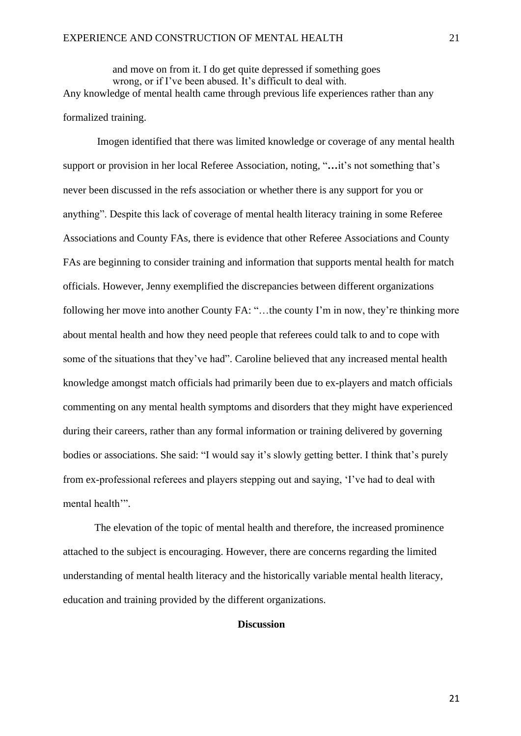> and move on from it. I do get quite depressed if something goes wrong, or if I've been abused. It's difficult to deal with.

Any knowledge of mental health came through previous life experiences rather than any formalized training.

Imogen identified that there was limited knowledge or coverage of any mental health support or provision in her local Referee Association, noting, "**…**it's not something that's never been discussed in the refs association or whether there is any support for you or anything". Despite this lack of coverage of mental health literacy training in some Referee Associations and County FAs, there is evidence that other Referee Associations and County FAs are beginning to consider training and information that supports mental health for match officials. However, Jenny exemplified the discrepancies between different organizations following her move into another County FA: "…the county I'm in now, they're thinking more about mental health and how they need people that referees could talk to and to cope with some of the situations that they've had". Caroline believed that any increased mental health knowledge amongst match officials had primarily been due to ex-players and match officials commenting on any mental health symptoms and disorders that they might have experienced during their careers, rather than any formal information or training delivered by governing bodies or associations. She said: "I would say it's slowly getting better. I think that's purely from ex-professional referees and players stepping out and saying, 'I've had to deal with mental health'".

The elevation of the topic of mental health and therefore, the increased prominence attached to the subject is encouraging. However, there are concerns regarding the limited understanding of mental health literacy and the historically variable mental health literacy, education and training provided by the different organizations.

## Discussion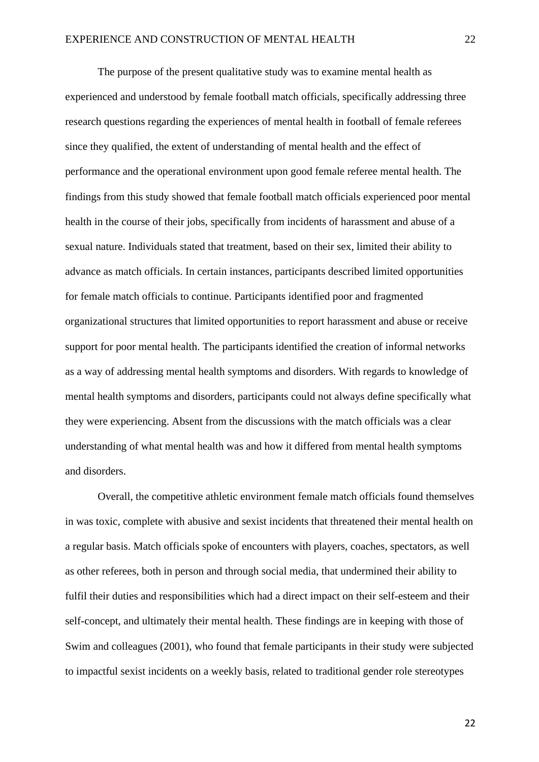The purpose of the present qualitative study was to examine mental health as experienced and understood by female football match officials, specifically addressing three research questions regarding the experiences of mental health in football of female referees since they qualified, the extent of understanding of mental health and the effect of performance and the operational environment upon good female referee mental health. The findings from this study showed that female football match officials experienced poor mental health in the course of their jobs, specifically from incidents of harassment and abuse of a sexual nature. Individuals stated that treatment, based on their sex, limited their ability to advance as match officials. In certain instances, participants described limited opportunities for female match officials to continue. Participants identified poor and fragmented organizational structures that limited opportunities to report harassment and abuse or receive support for poor mental health. The participants identified the creation of informal networks as a way of addressing mental health symptoms and disorders. With regards to knowledge of mental health symptoms and disorders, participants could not always define specifically what they were experiencing. Absent from the discussions with the match officials was a clear understanding of what mental health was and how it differed from mental health symptoms and disorders.

Overall, the competitive athletic environment female match officials found themselves in was toxic, complete with abusive and sexist incidents that threatened their mental health on a regular basis. Match officials spoke of encounters with players, coaches, spectators, as well as other referees, both in person and through social media, that undermined their ability to fulfil their duties and responsibilities which had a direct impact on their self-esteem and their self-concept, and ultimately their mental health. These findings are in keeping with those of Swim and colleagues (2001), who found that female participants in their study were subjected to impactful sexist incidents on a weekly basis, related to traditional gender role stereotypes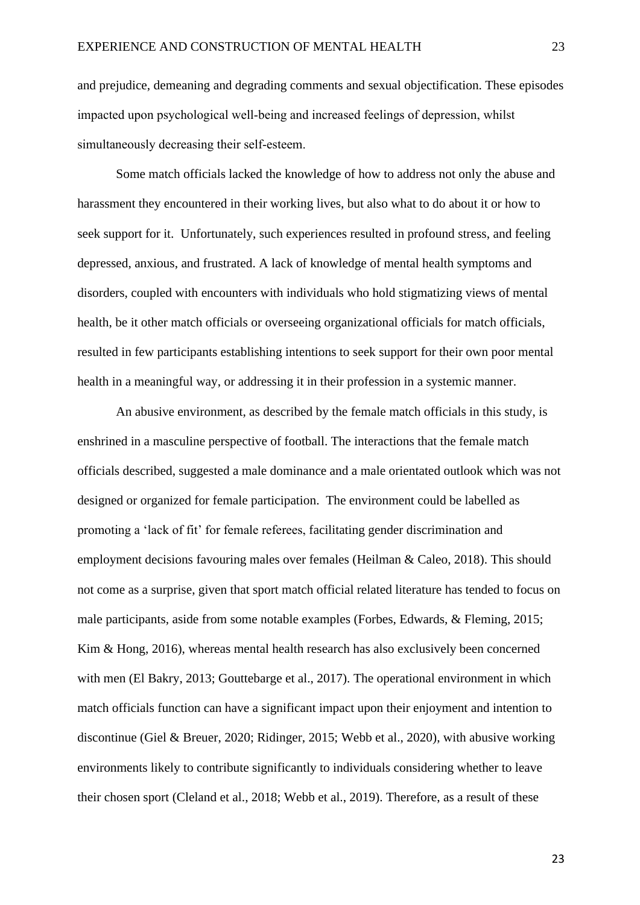and prejudice, demeaning and degrading comments and sexual objectification. These episodes impacted upon psychological well-being and increased feelings of depression, whilst simultaneously decreasing their self-esteem.

Some match officials lacked the knowledge of how to address not only the abuse and harassment they encountered in their working lives, but also what to do about it or how to seek support for it. Unfortunately, such experiences resulted in profound stress, and feeling depressed, anxious, and frustrated. A lack of knowledge of mental health symptoms and disorders, coupled with encounters with individuals who hold stigmatizing views of mental health, be it other match officials or overseeing organizational officials for match officials, resulted in few participants establishing intentions to seek support for their own poor mental health in a meaningful way, or addressing it in their profession in a systemic manner.

An abusive environment, as described by the female match officials in this study, is enshrined in a masculine perspective of football. The interactions that the female match officials described, suggested a male dominance and a male orientated outlook which was not designed or organized for female participation. The environment could be labelled as promoting a 'lack of fit' for female referees, facilitating gender discrimination and employment decisions favouring males over females (Heilman & Caleo, 2018). This should not come as a surprise, given that sport match official related literature has tended to focus on male participants, aside from some notable examples (Forbes, Edwards, & Fleming, 2015; Kim & Hong, 2016), whereas mental health research has also exclusively been concerned with men (El Bakry, 2013; Gouttebarge et al., 2017). The operational environment in which match officials function can have a significant impact upon their enjoyment and intention to discontinue (Giel & Breuer, 2020; Ridinger, 2015; Webb et al., 2020), with abusive working environments likely to contribute significantly to individuals considering whether to leave their chosen sport (Cleland et al., 2018; Webb et al., 2019). Therefore, as a result of these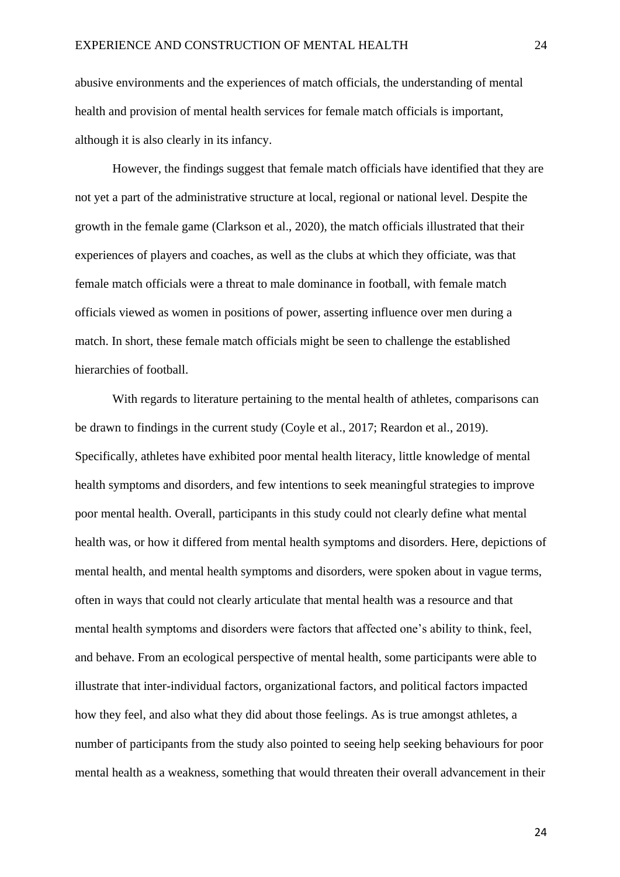abusive environments and the experiences of match officials, the understanding of mental health and provision of mental health services for female match officials is important, although it is also clearly in its infancy.

However, the findings suggest that female match officials have identified that they are not yet a part of the administrative structure at local, regional or national level. Despite the growth in the female game (Clarkson et al., 2020), the match officials illustrated that their experiences of players and coaches, as well as the clubs at which they officiate, was that female match officials were a threat to male dominance in football, with female match officials viewed as women in positions of power, asserting influence over men during a match. In short, these female match officials might be seen to challenge the established hierarchies of football.

With regards to literature pertaining to the mental health of athletes, comparisons can be drawn to findings in the current study (Coyle et al., 2017; Reardon et al., 2019). Specifically, athletes have exhibited poor mental health literacy, little knowledge of mental health symptoms and disorders, and few intentions to seek meaningful strategies to improve poor mental health. Overall, participants in this study could not clearly define what mental health was, or how it differed from mental health symptoms and disorders. Here, depictions of mental health, and mental health symptoms and disorders, were spoken about in vague terms, often in ways that could not clearly articulate that mental health was a resource and that mental health symptoms and disorders were factors that affected one's ability to think, feel, and behave. From an ecological perspective of mental health, some participants were able to illustrate that inter-individual factors, organizational factors, and political factors impacted how they feel, and also what they did about those feelings. As is true amongst athletes, a number of participants from the study also pointed to seeing help seeking behaviours for poor mental health as a weakness, something that would threaten their overall advancement in their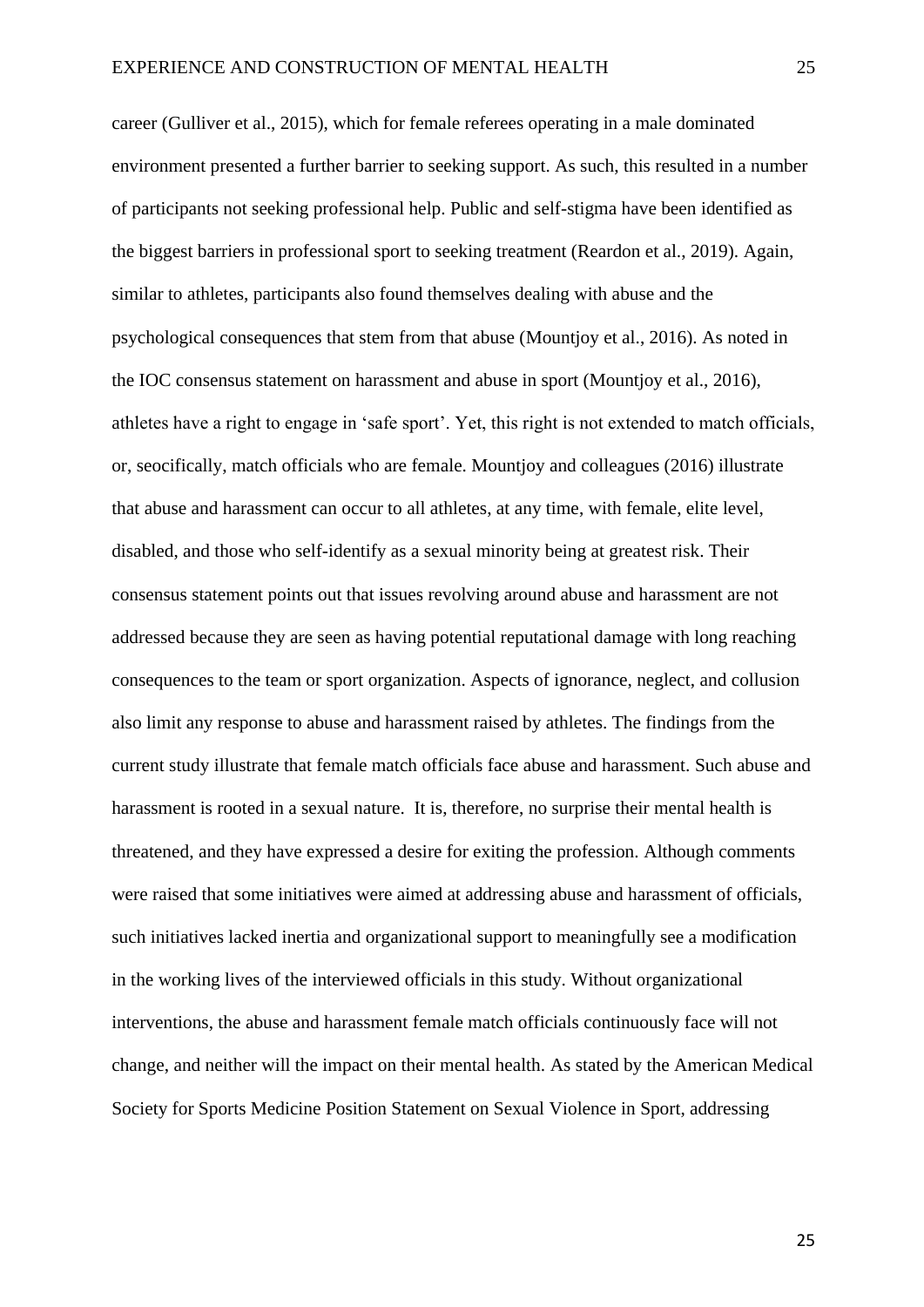career (Gulliver et al., 2015), which for female referees operating in a male dominated environment presented a further barrier to seeking support. As such, this resulted in a number of participants not seeking professional help. Public and self-stigma have been identified as the biggest barriers in professional sport to seeking treatment (Reardon et al., 2019). Again, similar to athletes, participants also found themselves dealing with abuse and the psychological consequences that stem from that abuse (Mountjoy et al., 2016). As noted in the IOC consensus statement on harassment and abuse in sport (Mountjoy et al., 2016), athletes have a right to engage in 'safe sport'. Yet, this right is not extended to match officials, or, seocifically, match officials who are female. Mountjoy and colleagues (2016) illustrate that abuse and harassment can occur to all athletes, at any time, with female, elite level, disabled, and those who self-identify as a sexual minority being at greatest risk. Their consensus statement points out that issues revolving around abuse and harassment are not addressed because they are seen as having potential reputational damage with long reaching consequences to the team or sport organization. Aspects of ignorance, neglect, and collusion also limit any response to abuse and harassment raised by athletes. The findings from the current study illustrate that female match officials face abuse and harassment. Such abuse and harassment is rooted in a sexual nature. It is, therefore, no surprise their mental health is threatened, and they have expressed a desire for exiting the profession. Although comments were raised that some initiatives were aimed at addressing abuse and harassment of officials, such initiatives lacked inertia and organizational support to meaningfully see a modification in the working lives of the interviewed officials in this study. Without organizational interventions, the abuse and harassment female match officials continuously face will not change, and neither will the impact on their mental health. As stated by the American Medical Society for Sports Medicine Position Statement on Sexual Violence in Sport, addressing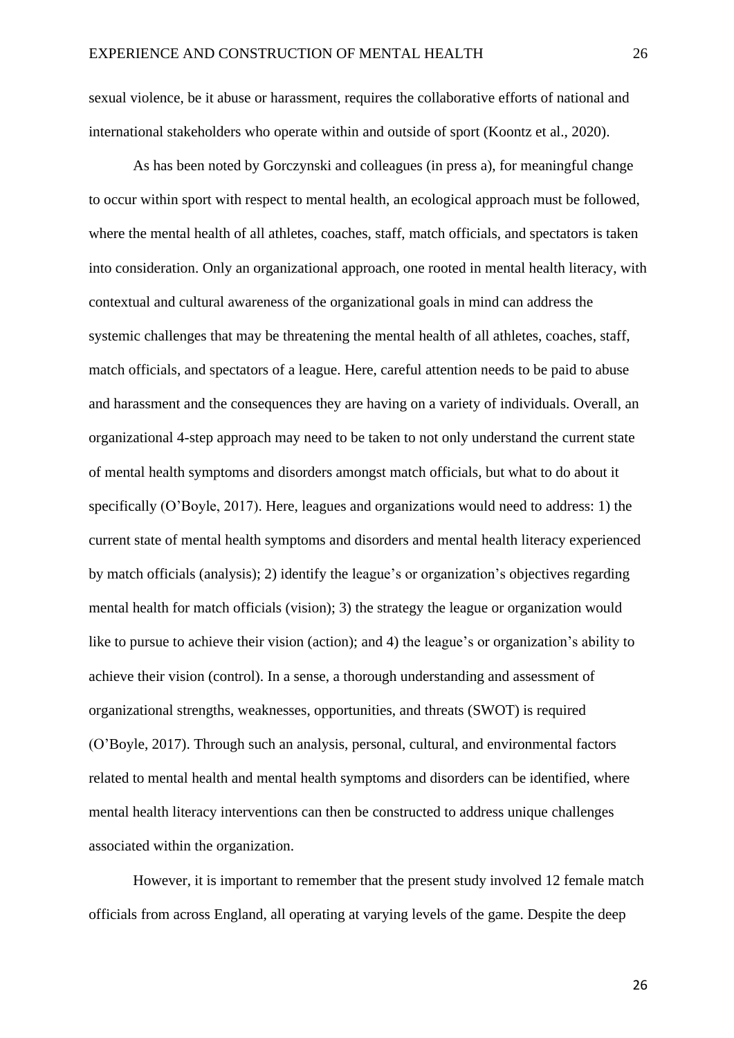sexual violence, be it abuse or harassment, requires the collaborative efforts of national and international stakeholders who operate within and outside of sport (Koontz et al., 2020).

As has been noted by Gorczynski and colleagues (in press a), for meaningful change to occur within sport with respect to mental health, an ecological approach must be followed, where the mental health of all athletes, coaches, staff, match officials, and spectators is taken into consideration. Only an organizational approach, one rooted in mental health literacy, with contextual and cultural awareness of the organizational goals in mind can address the systemic challenges that may be threatening the mental health of all athletes, coaches, staff, match officials, and spectators of a league. Here, careful attention needs to be paid to abuse and harassment and the consequences they are having on a variety of individuals. Overall, an organizational 4-step approach may need to be taken to not only understand the current state of mental health symptoms and disorders amongst match officials, but what to do about it specifically (O'Boyle, 2017). Here, leagues and organizations would need to address: 1) the current state of mental health symptoms and disorders and mental health literacy experienced by match officials (analysis); 2) identify the league's or organization's objectives regarding mental health for match officials (vision); 3) the strategy the league or organization would like to pursue to achieve their vision (action); and 4) the league's or organization's ability to achieve their vision (control). In a sense, a thorough understanding and assessment of organizational strengths, weaknesses, opportunities, and threats (SWOT) is required (O'Boyle, 2017). Through such an analysis, personal, cultural, and environmental factors related to mental health and mental health symptoms and disorders can be identified, where mental health literacy interventions can then be constructed to address unique challenges associated within the organization.

However, it is important to remember that the present study involved 12 female match officials from across England, all operating at varying levels of the game. Despite the deep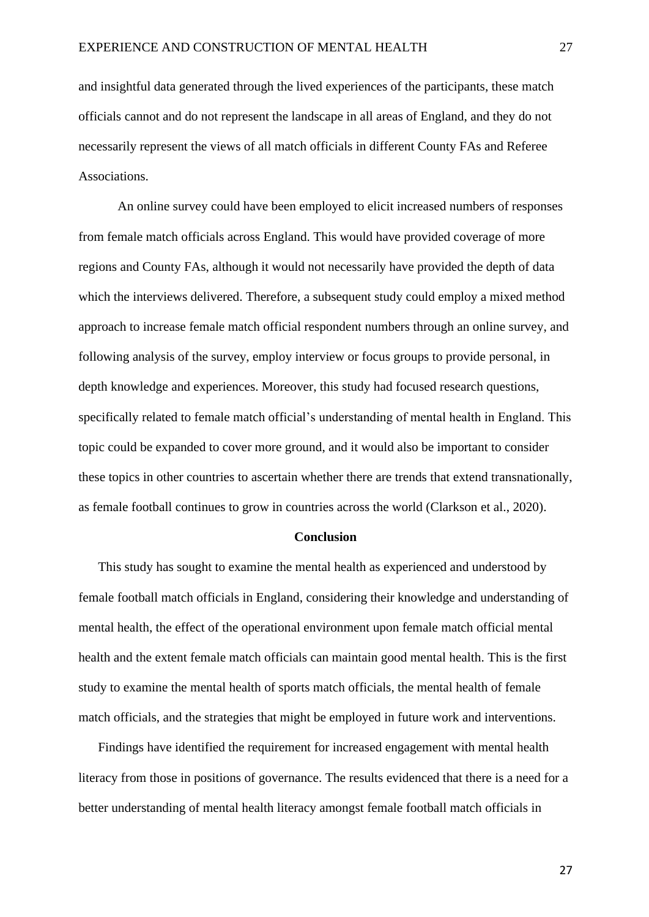and insightful data generated through the lived experiences of the participants, these match officials cannot and do not represent the landscape in all areas of England, and they do not necessarily represent the views of all match officials in different County FAs and Referee Associations.

An online survey could have been employed to elicit increased numbers of responses from female match officials across England. This would have provided coverage of more regions and County FAs, although it would not necessarily have provided the depth of data which the interviews delivered. Therefore, a subsequent study could employ a mixed method approach to increase female match official respondent numbers through an online survey, and following analysis of the survey, employ interview or focus groups to provide personal, in depth knowledge and experiences. Moreover, this study had focused research questions, specifically related to female match official's understanding of mental health in England. This topic could be expanded to cover more ground, and it would also be important to consider these topics in other countries to ascertain whether there are trends that extend transnationally, as female football continues to grow in countries across the world (Clarkson et al., 2020).

## Conclusion

This study has sought to examine the mental health as experienced and understood by female football match officials in England, considering their knowledge and understanding of mental health, the effect of the operational environment upon female match official mental health and the extent female match officials can maintain good mental health. This is the first study to examine the mental health of sports match officials, the mental health of female match officials, and the strategies that might be employed in future work and interventions.

Findings have identified the requirement for increased engagement with mental health literacy from those in positions of governance. The results evidenced that there is a need for a better understanding of mental health literacy amongst female football match officials in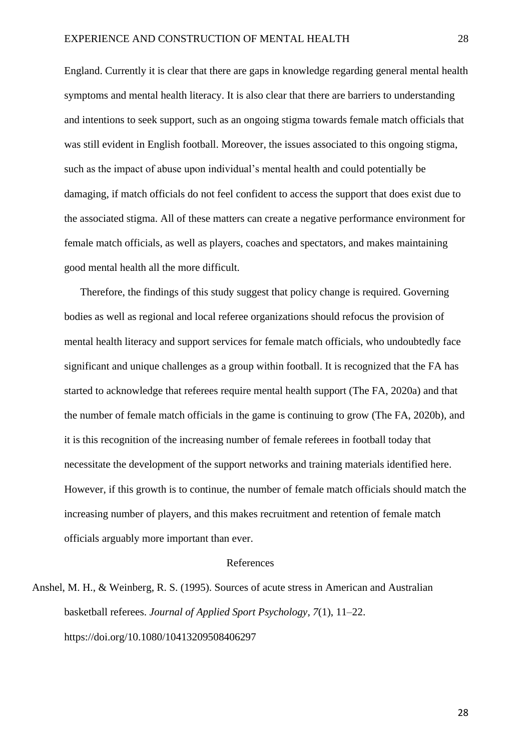England. Currently it is clear that there are gaps in knowledge regarding general mental health symptoms and mental health literacy. It is also clear that there are barriers to understanding and intentions to seek support, such as an ongoing stigma towards female match officials that was still evident in English football. Moreover, the issues associated to this ongoing stigma, such as the impact of abuse upon individual's mental health and could potentially be damaging, if match officials do not feel confident to access the support that does exist due to the associated stigma. All of these matters can create a negative performance environment for female match officials, as well as players, coaches and spectators, and makes maintaining good mental health all the more difficult.

Therefore, the findings of this study suggest that policy change is required. Governing bodies as well as regional and local referee organizations should refocus the provision of mental health literacy and support services for female match officials, who undoubtedly face significant and unique challenges as a group within football. It is recognized that the FA has started to acknowledge that referees require mental health support (The FA, 2020a) and that the number of female match officials in the game is continuing to grow (The FA, 2020b), and it is this recognition of the increasing number of female referees in football today that necessitate the development of the support networks and training materials identified here. However, if this growth is to continue, the number of female match officials should match the increasing number of players, and this makes recruitment and retention of female match officials arguably more important than ever.

## References

Anshel, M. H., & Weinberg, R. S. (1995). Sources of acute stress in American and Australian basketball referees. *Journal of Applied Sport Psychology*, *7*(1), 11–22. https://doi.org/10.1080/10413209508406297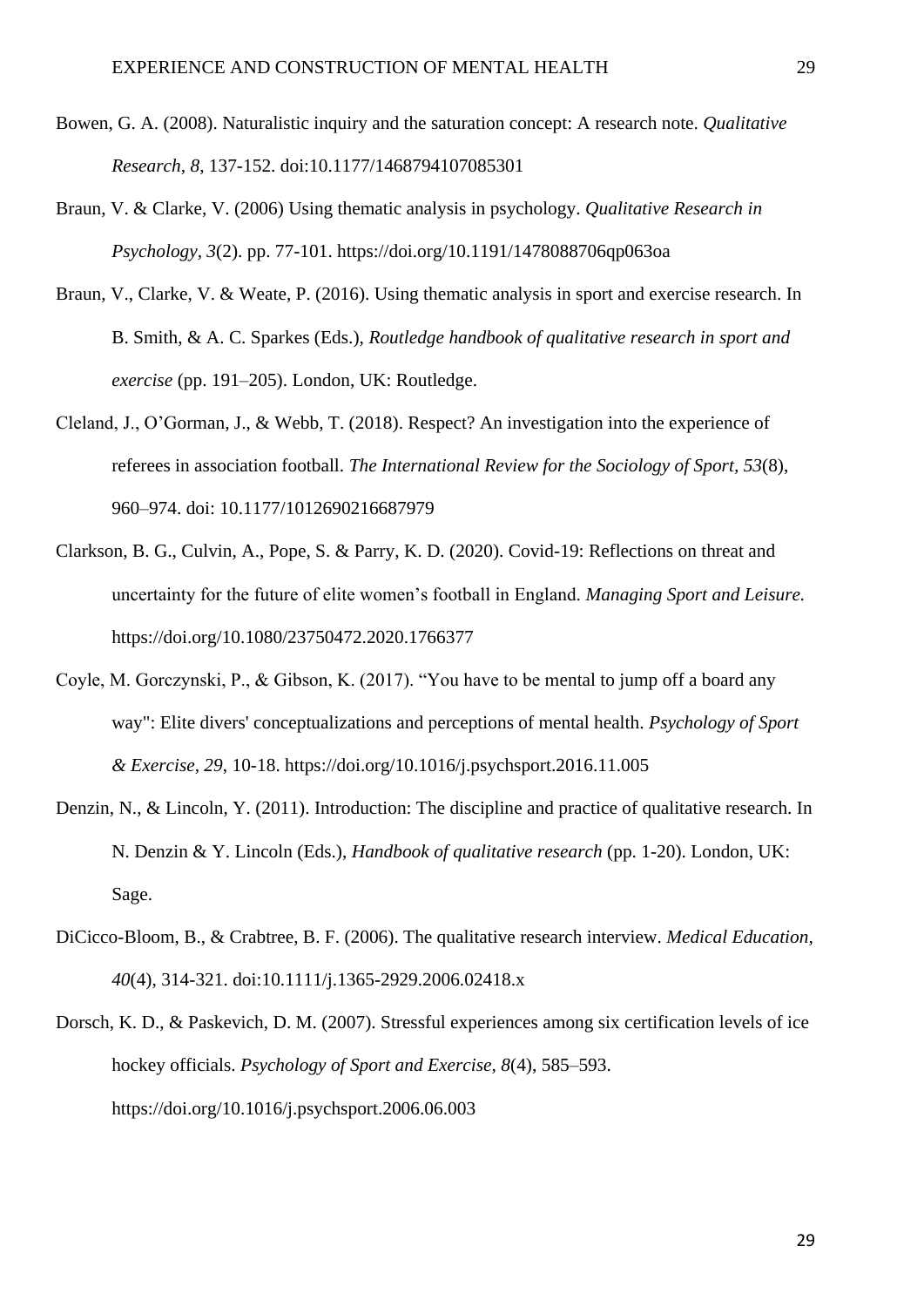Bowen, G. A. (2008). Naturalistic inquiry and the saturation concept: A research note. *Qualitative Research, 8*, 137-152. doi:10.1177/1468794107085301

Braun, V. & Clarke, V. (2006) Using thematic analysis in psychology. *Qualitative Research in Psychology, 3*(2). pp. 77-101. https://doi.org/10.1191/1478088706qp063oa

Braun, V., Clarke, V. & Weate, P. (2016). Using thematic analysis in sport and exercise research. In B. Smith, & A. C. Sparkes (Eds.), *Routledge handbook of qualitative research in sport and exercise* (pp. 191–205). London, UK: Routledge.

Cleland, J., O'Gorman, J., & Webb, T. (2018). Respect? An investigation into the experience of referees in association football. *The International Review for the Sociology of Sport*, *53*(8), 960–974. doi: 10.1177/1012690216687979

Clarkson, B. G., Culvin, A., Pope, S. & Parry, K. D. (2020). Covid-19: Reflections on threat and uncertainty for the future of elite women's football in England. *Managing Sport and Leisure.* https://doi.org/10.1080/23750472.2020.1766377

Coyle, M. Gorczynski, P., & Gibson, K. (2017). "You have to be mental to jump off a board any way": Elite divers' conceptualizations and perceptions of mental health. *Psychology of Sport & Exercise*, *29*, 10-18. https://doi.org/10.1016/j.psychsport.2016.11.005

Denzin, N., & Lincoln, Y. (2011). Introduction: The discipline and practice of qualitative research. In N. Denzin & Y. Lincoln (Eds.), *Handbook of qualitative research* (pp. 1-20). London, UK: Sage.

DiCicco-Bloom, B., & Crabtree, B. F. (2006). The qualitative research interview. *Medical Education, 40*(4), 314-321. doi:10.1111/j.1365-2929.2006.02418.x

Dorsch, K. D., & Paskevich, D. M. (2007). Stressful experiences among six certification levels of ice hockey officials. *Psychology of Sport and Exercise*, *8*(4), 585–593. https://doi.org/10.1016/j.psychsport.2006.06.003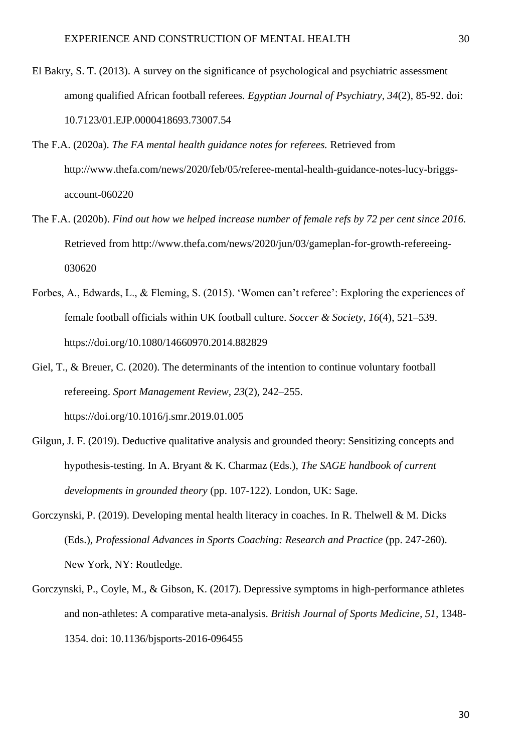El Bakry, S. T. (2013). A survey on the significance of psychological and psychiatric assessment among qualified African football referees. *Egyptian Journal of Psychiatry*, *34*(2), 85-92. doi: 10.7123/01.EJP.0000418693.73007.54

The F.A. (2020a). *The FA mental health guidance notes for referees.* Retrieved from http://www.thefa.com/news/2020/feb/05/referee-mental-health-guidance-notes-lucy-briggs-account-060220

The F.A. (2020b). *Find out how we helped increase number of female refs by 72 per cent since 2016.* Retrieved from http://www.thefa.com/news/2020/jun/03/gameplan-for-growth-refereeing-030620

Forbes, A., Edwards, L., & Fleming, S. (2015). 'Women can't referee': Exploring the experiences of female football officials within UK football culture. *Soccer & Society*, *16*(4), 521–539. https://doi.org/10.1080/14660970.2014.882829

Giel, T., & Breuer, C. (2020). The determinants of the intention to continue voluntary football refereeing. *Sport Management Review*, *23*(2), 242–255. https://doi.org/10.1016/j.smr.2019.01.005

Gilgun, J. F. (2019). Deductive qualitative analysis and grounded theory: Sensitizing concepts and hypothesis-testing. In A. Bryant & K. Charmaz (Eds.), *The SAGE handbook of current developments in grounded theory* (pp. 107-122). London, UK: Sage.

Gorczynski, P. (2019). Developing mental health literacy in coaches. In R. Thelwell & M. Dicks (Eds.), *Professional Advances in Sports Coaching: Research and Practice* (pp. 247-260). New York, NY: Routledge.

Gorczynski, P., Coyle, M., & Gibson, K. (2017). Depressive symptoms in high-performance athletes and non-athletes: A comparative meta-analysis. *British Journal of Sports Medicine*, *51*, 1348-1354. doi: 10.1136/bjsports-2016-096455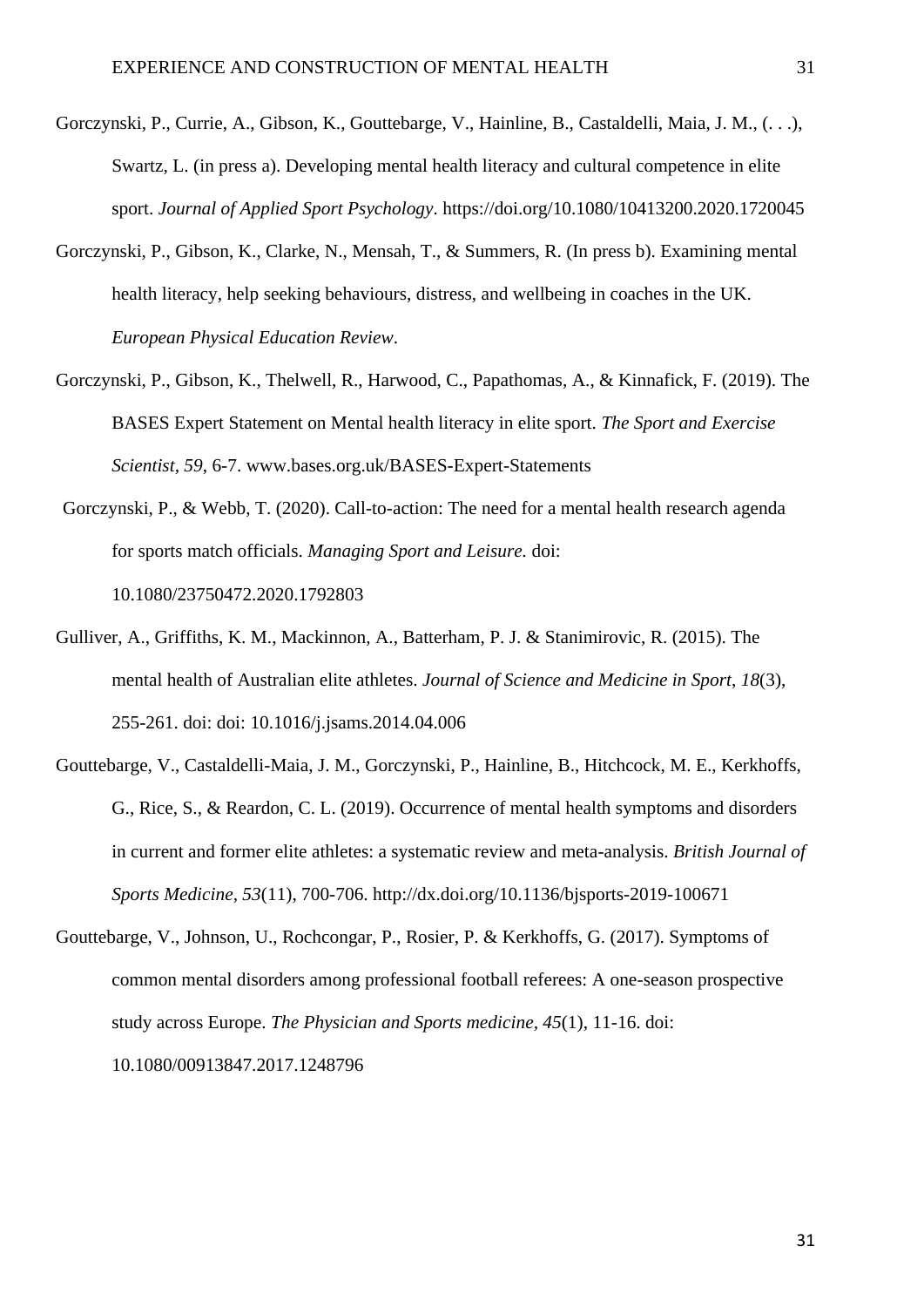Gorczynski, P., Currie, A., Gibson, K., Gouttebarge, V., Hainline, B., Castaldelli, Maia, J. M., (. . .), Swartz, L. (in press a). Developing mental health literacy and cultural competence in elite sport. *Journal of Applied Sport Psychology*. https://doi.org/10.1080/10413200.2020.1720045

Gorczynski, P., Gibson, K., Clarke, N., Mensah, T., & Summers, R. (In press b). Examining mental health literacy, help seeking behaviours, distress, and wellbeing in coaches in the UK. *European Physical Education Review*.

Gorczynski, P., Gibson, K., Thelwell, R., Harwood, C., Papathomas, A., & Kinnafick, F. (2019). The BASES Expert Statement on Mental health literacy in elite sport. *The Sport and Exercise Scientist, 59*, 6-7. www.bases.org.uk/BASES-Expert-Statements

Gorczynski, P., & Webb, T. (2020). Call-to-action: The need for a mental health research agenda for sports match officials. *Managing Sport and Leisure.* doi: 10.1080/23750472.2020.1792803

Gulliver, A., Griffiths, K. M., Mackinnon, A., Batterham, P. J. & Stanimirovic, R. (2015). The mental health of Australian elite athletes. *Journal of Science and Medicine in Sport*, *18*(3), 255-261. doi: doi: 10.1016/j.jsams.2014.04.006

Gouttebarge, V., Castaldelli-Maia, J. M., Gorczynski, P., Hainline, B., Hitchcock, M. E., Kerkhoffs, G., Rice, S., & Reardon, C. L. (2019). Occurrence of mental health symptoms and disorders in current and former elite athletes: a systematic review and meta-analysis. *British Journal of Sports Medicine*, *53*(11), 700-706. http://dx.doi.org/10.1136/bjsports-2019-100671

Gouttebarge, V., Johnson, U., Rochcongar, P., Rosier, P. & Kerkhoffs, G. (2017). Symptoms of common mental disorders among professional football referees: A one-season prospective study across Europe. *The Physician and Sports medicine*, *45*(1), 11-16. doi: 10.1080/00913847.2017.1248796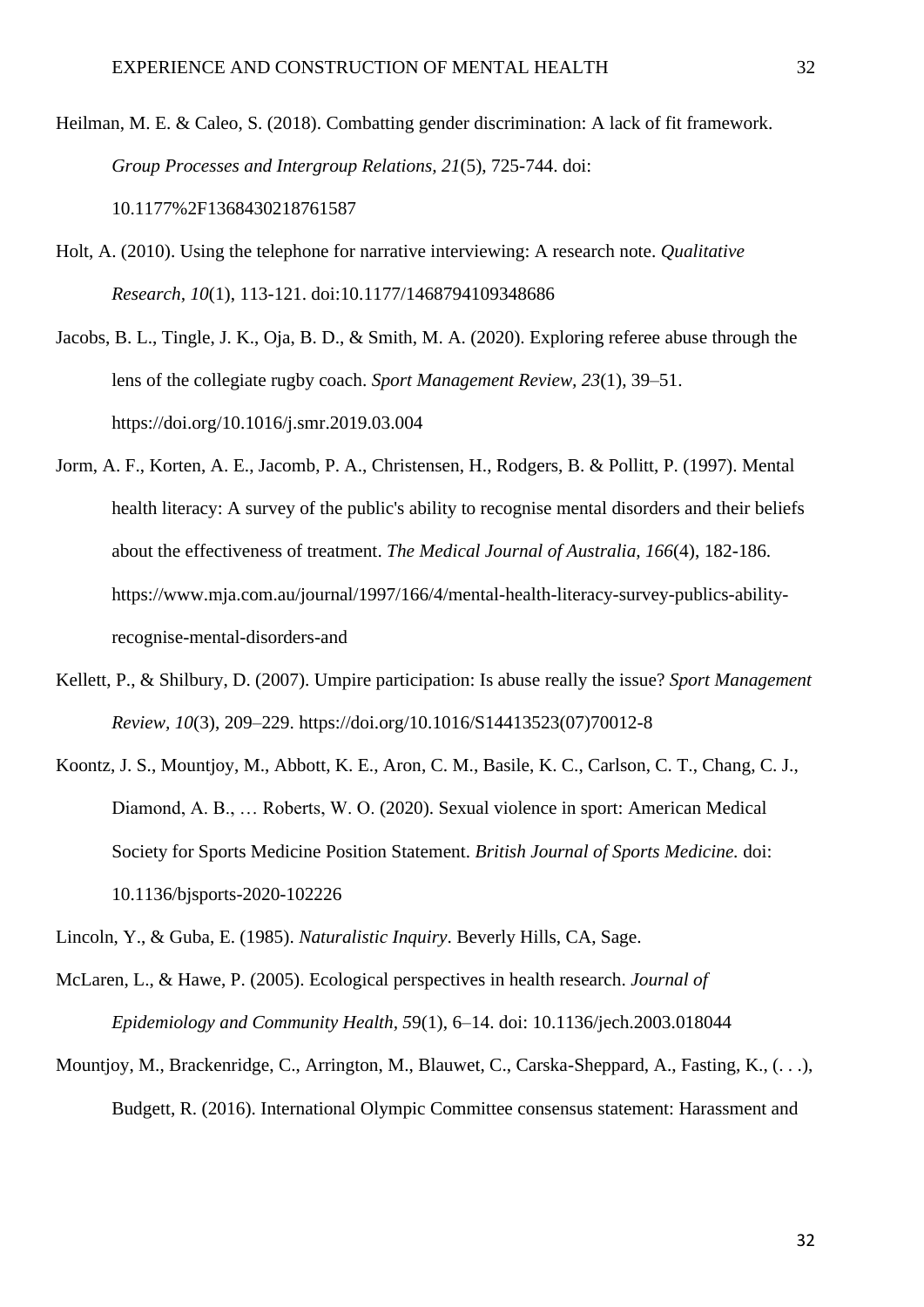Heilman, M. E. & Caleo, S. (2018). Combatting gender discrimination: A lack of fit framework. *Group Processes and Intergroup Relations, 21*(5), 725-744. doi: 10.1177%2F1368430218761587

Holt, A. (2010). Using the telephone for narrative interviewing: A research note. *Qualitative Research, 10*(1), 113-121. doi:10.1177/1468794109348686

Jacobs, B. L., Tingle, J. K., Oja, B. D., & Smith, M. A. (2020). Exploring referee abuse through the lens of the collegiate rugby coach. *Sport Management Review, 23*(1), 39–51. https://doi.org/10.1016/j.smr.2019.03.004

Jorm, A. F., Korten, A. E., Jacomb, P. A., Christensen, H., Rodgers, B. & Pollitt, P. (1997). Mental health literacy: A survey of the public's ability to recognise mental disorders and their beliefs about the effectiveness of treatment. *The Medical Journal of Australia, 166*(4), 182-186. https://www.mja.com.au/journal/1997/166/4/mental-health-literacy-survey-publics-ability-recognise-mental-disorders-and

Kellett, P., & Shilbury, D. (2007). Umpire participation: Is abuse really the issue? *Sport Management Review, 10*(3), 209–229. https://doi.org/10.1016/S14413523(07)70012-8

Koontz, J. S., Mountjoy, M., Abbott, K. E., Aron, C. M., Basile, K. C., Carlson, C. T., Chang, C. J., Diamond, A. B., … Roberts, W. O. (2020). Sexual violence in sport: American Medical Society for Sports Medicine Position Statement. *British Journal of Sports Medicine.* doi: 10.1136/bjsports-2020-102226

Lincoln, Y., & Guba, E. (1985). *Naturalistic Inquiry*. Beverly Hills, CA, Sage.

McLaren, L., & Hawe, P. (2005). Ecological perspectives in health research. *Journal of Epidemiology and Community Health, 5*9(1), 6–14. doi: 10.1136/jech.2003.018044

Mountjoy, M., Brackenridge, C., Arrington, M., Blauwet, C., Carska-Sheppard, A., Fasting, K., (. . .), Budgett, R. (2016). International Olympic Committee consensus statement: Harassment and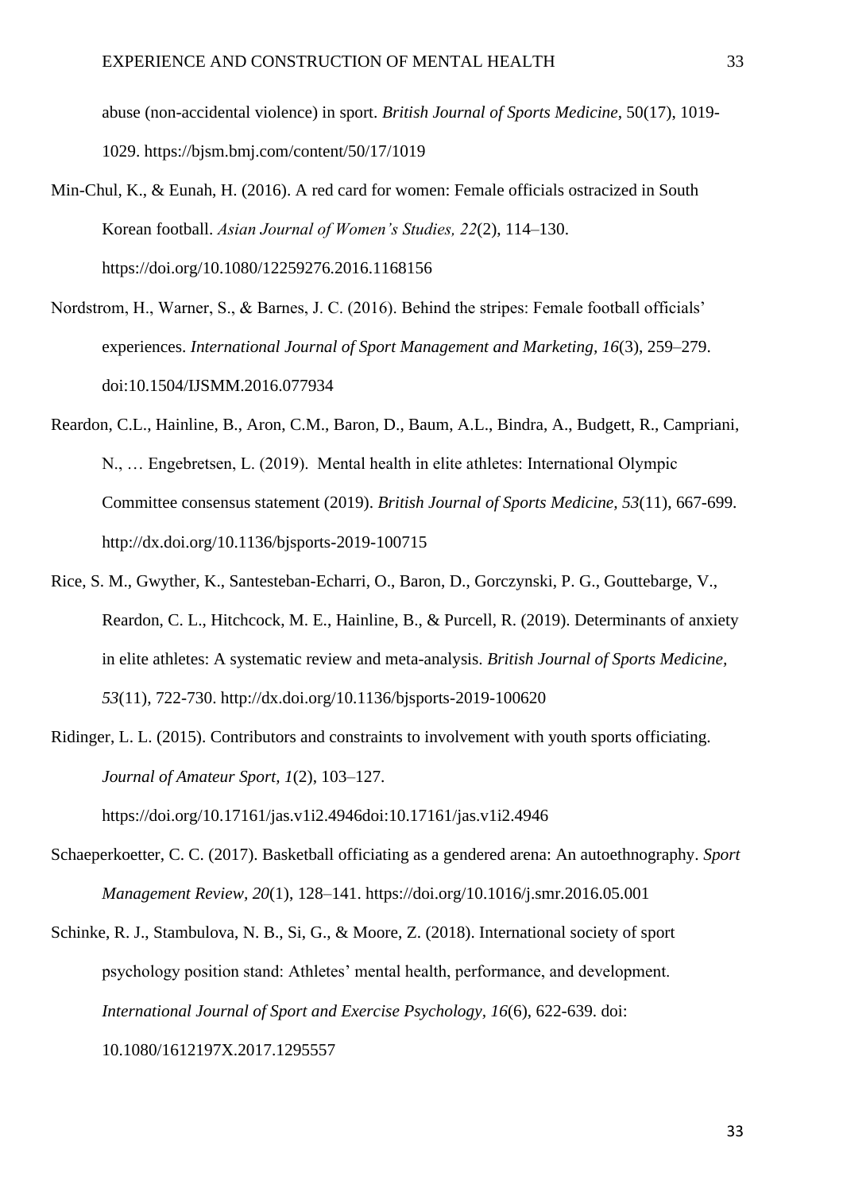abuse (non-accidental violence) in sport. *British Journal of Sports Medicine*, 50(17), 1019-1029. https://bjsm.bmj.com/content/50/17/1019

Min-Chul, K., & Eunah, H. (2016). A red card for women: Female officials ostracized in South Korean football. *Asian Journal of Women's Studies, 22*(2), 114–130. https://doi.org/10.1080/12259276.2016.1168156

Nordstrom, H., Warner, S., & Barnes, J. C. (2016). Behind the stripes: Female football officials' experiences. *International Journal of Sport Management and Marketing, 16*(3), 259–279. doi:10.1504/IJSMM.2016.077934

Reardon, C.L., Hainline, B., Aron, C.M., Baron, D., Baum, A.L., Bindra, A., Budgett, R., Campriani, N., … Engebretsen, L. (2019). Mental health in elite athletes: International Olympic Committee consensus statement (2019). *British Journal of Sports Medicine, 53*(11), 667-699. http://dx.doi.org/10.1136/bjsports-2019-100715

Rice, S. M., Gwyther, K., Santesteban-Echarri, O., Baron, D., Gorczynski, P. G., Gouttebarge, V., Reardon, C. L., Hitchcock, M. E., Hainline, B., & Purcell, R. (2019). Determinants of anxiety in elite athletes: A systematic review and meta-analysis. *British Journal of Sports Medicine, 53*(11), 722-730. http://dx.doi.org/10.1136/bjsports-2019-100620

Ridinger, L. L. (2015). Contributors and constraints to involvement with youth sports officiating. *Journal of Amateur Sport, 1*(2), 103–127. https://doi.org/10.17161/jas.v1i2.4946doi:10.17161/jas.v1i2.4946

Schaeperkoetter, C. C. (2017). Basketball officiating as a gendered arena: An autoethnography. *Sport Management Review, 20*(1), 128–141. https://doi.org/10.1016/j.smr.2016.05.001

Schinke, R. J., Stambulova, N. B., Si, G., & Moore, Z. (2018). International society of sport psychology position stand: Athletes' mental health, performance, and development. *International Journal of Sport and Exercise Psychology, 16*(6), 622-639. doi: 10.1080/1612197X.2017.1295557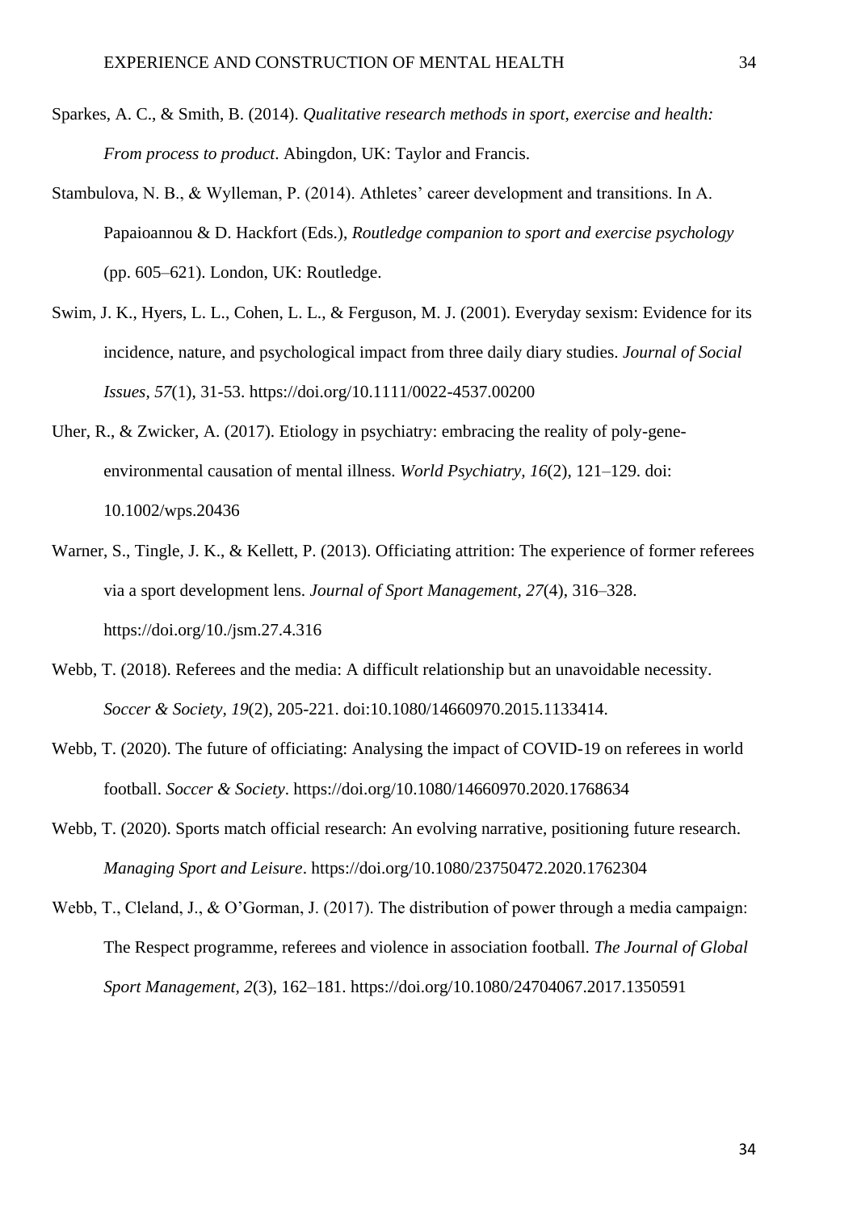Sparkes, A. C., & Smith, B. (2014). *Qualitative research methods in sport, exercise and health: From process to product*. Abingdon, UK: Taylor and Francis.

Stambulova, N. B., & Wylleman, P. (2014). Athletes' career development and transitions. In A. Papaioannou & D. Hackfort (Eds.), *Routledge companion to sport and exercise psychology* (pp. 605–621). London, UK: Routledge.

Swim, J. K., Hyers, L. L., Cohen, L. L., & Ferguson, M. J. (2001). Everyday sexism: Evidence for its incidence, nature, and psychological impact from three daily diary studies. *Journal of Social Issues*, *57*(1), 31-53. https://doi.org/10.1111/0022-4537.00200

Uher, R., & Zwicker, A. (2017). Etiology in psychiatry: embracing the reality of poly-gene-environmental causation of mental illness. *World Psychiatry, 16*(2), 121–129. doi: 10.1002/wps.20436

Warner, S., Tingle, J. K., & Kellett, P. (2013). Officiating attrition: The experience of former referees via a sport development lens. *Journal of Sport Management*, *27*(4), 316–328. https://doi.org/10./jsm.27.4.316

Webb, T. (2018). Referees and the media: A difficult relationship but an unavoidable necessity. *Soccer & Society, 19*(2), 205-221. doi:10.1080/14660970.2015.1133414.

Webb, T. (2020). The future of officiating: Analysing the impact of COVID-19 on referees in world football. *Soccer & Society*. https://doi.org/10.1080/14660970.2020.1768634

Webb, T. (2020). Sports match official research: An evolving narrative, positioning future research. *Managing Sport and Leisure*. https://doi.org/10.1080/23750472.2020.1762304

Webb, T., Cleland, J., & O'Gorman, J. (2017). The distribution of power through a media campaign: The Respect programme, referees and violence in association football. *The Journal of Global Sport Management, 2*(3), 162–181. https://doi.org/10.1080/24704067.2017.1350591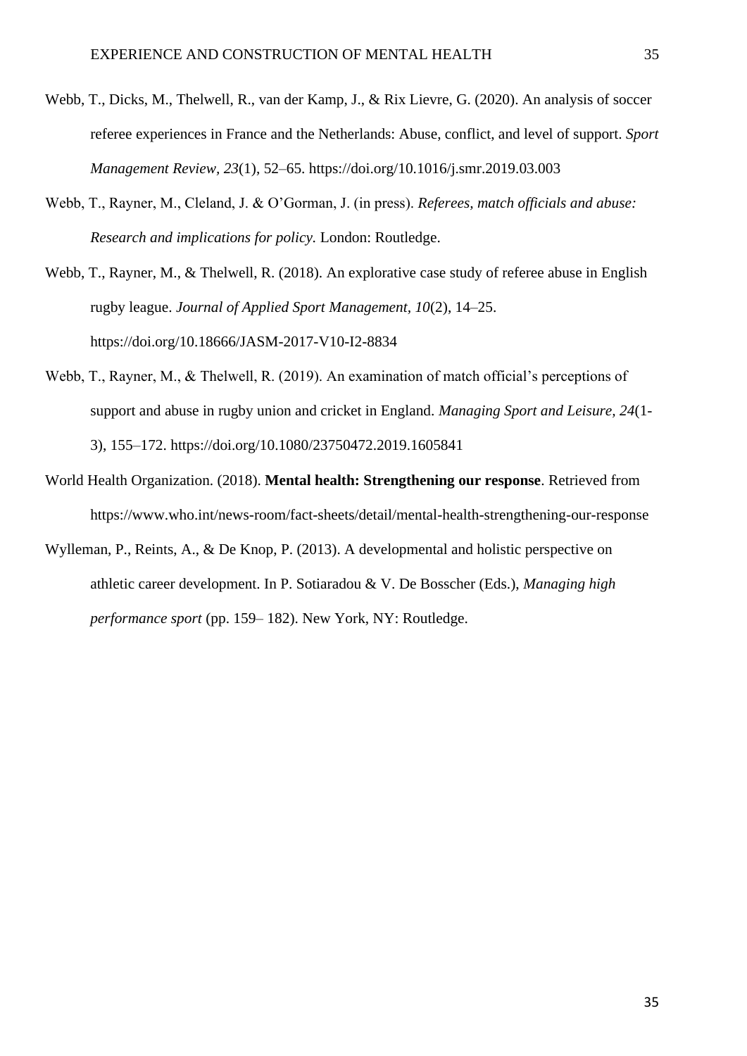Webb, T., Dicks, M., Thelwell, R., van der Kamp, J., & Rix Lievre, G. (2020). An analysis of soccer referee experiences in France and the Netherlands: Abuse, conflict, and level of support. *Sport Management Review, 23*(1), 52–65. https://doi.org/10.1016/j.smr.2019.03.003

Webb, T., Rayner, M., Cleland, J. & O'Gorman, J. (in press). *Referees, match officials and abuse: Research and implications for policy.* London: Routledge.

Webb, T., Rayner, M., & Thelwell, R. (2018). An explorative case study of referee abuse in English rugby league. *Journal of Applied Sport Management, 10*(2), 14–25. https://doi.org/10.18666/JASM-2017-V10-I2-8834

Webb, T., Rayner, M., & Thelwell, R. (2019). An examination of match official's perceptions of support and abuse in rugby union and cricket in England. *Managing Sport and Leisure, 24*(1-3), 155–172. https://doi.org/10.1080/23750472.2019.1605841

World Health Organization. (2018). **Mental health: Strengthening our response**. Retrieved from https://www.who.int/news-room/fact-sheets/detail/mental-health-strengthening-our-response

Wylleman, P., Reints, A., & De Knop, P. (2013). A developmental and holistic perspective on athletic career development. In P. Sotiaradou & V. De Bosscher (Eds.), *Managing high performance sport* (pp. 159– 182). New York, NY: Routledge.